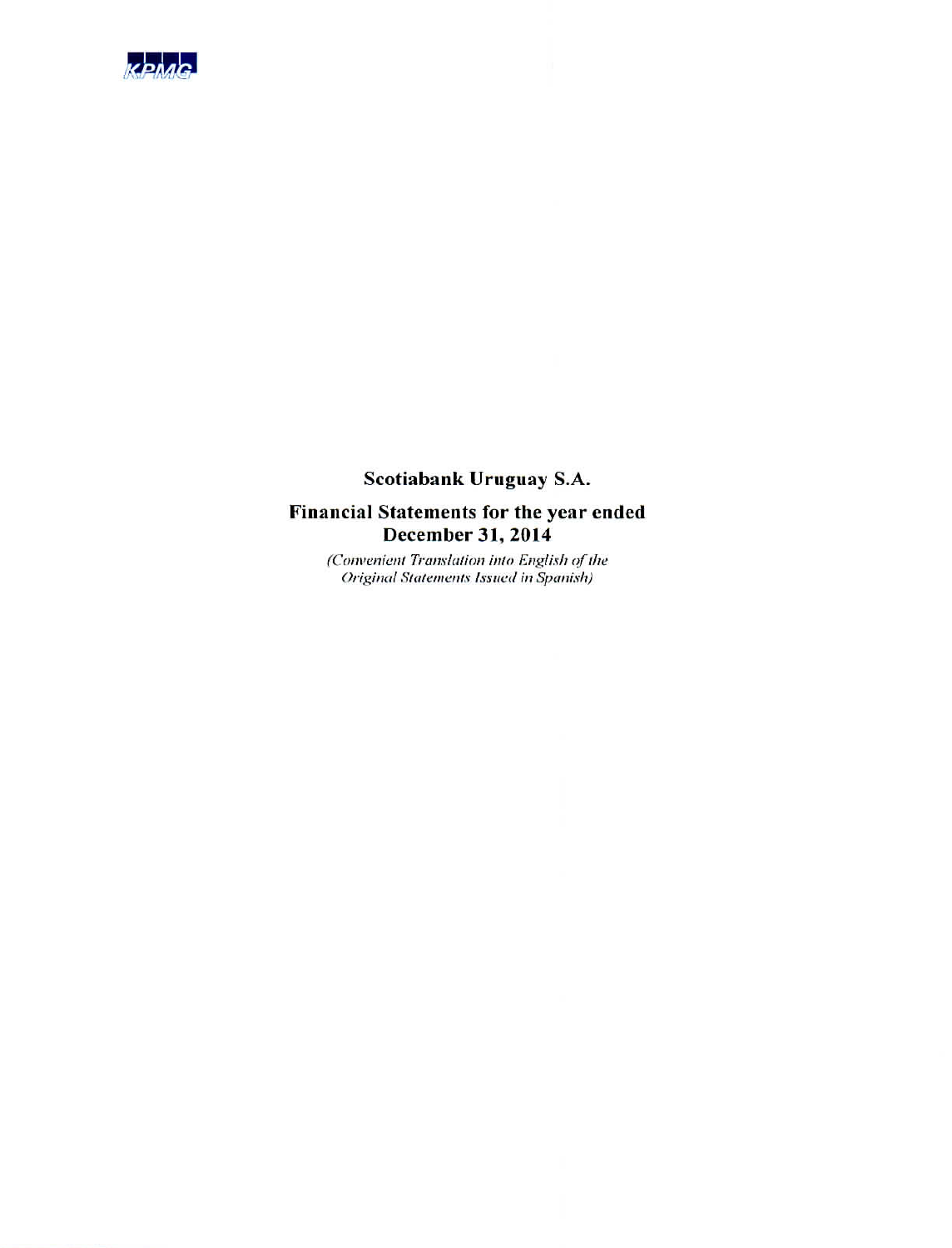KPMG

# Scotiabank Uruguay S.A.

## Financial Statements for the year ended December 31, 2014

*(Convenient Translation into English of the Original Statements Issued in Spanish)*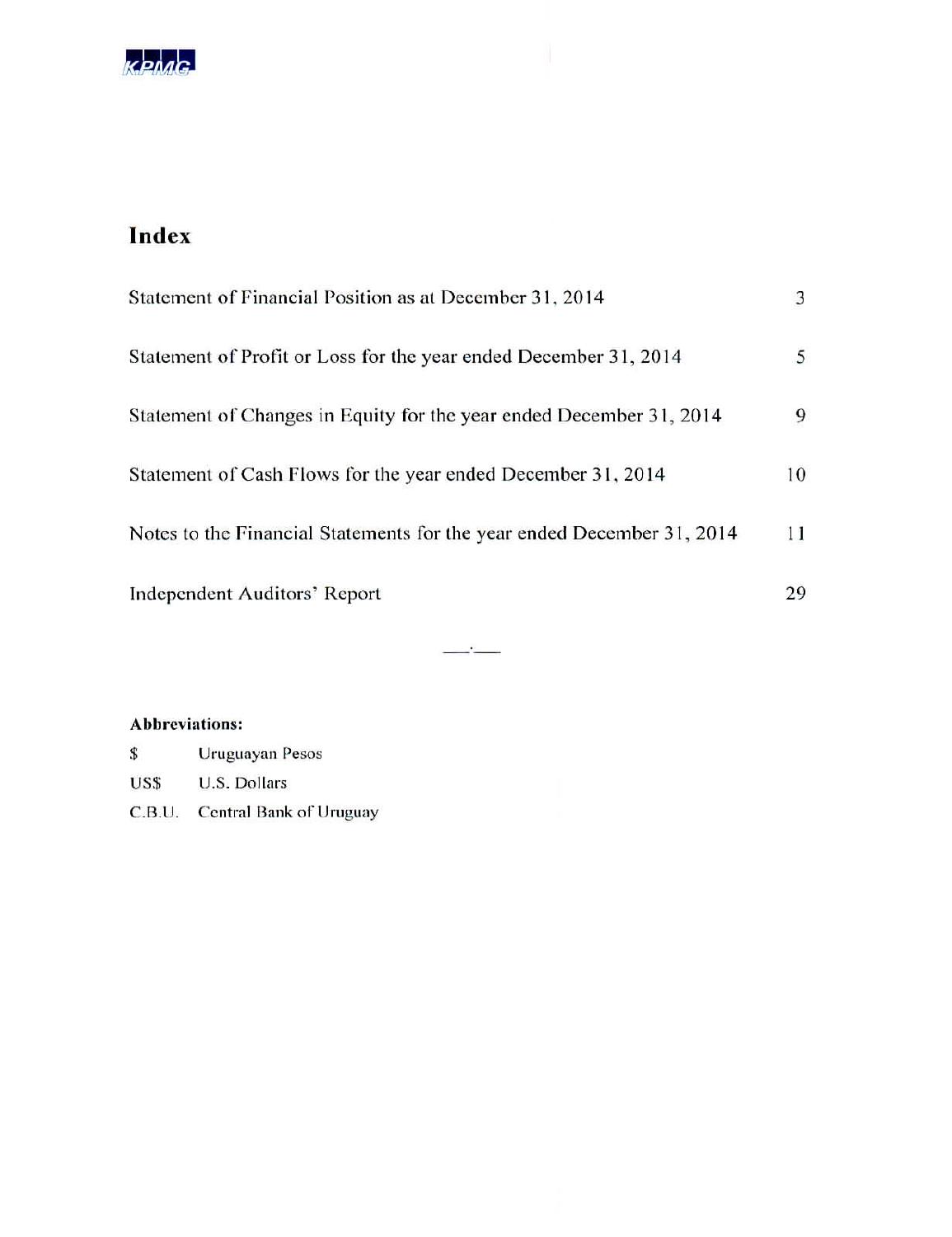# Index

| | |
|---|---|
| Statement of Financial Position as at December 31, 2014 | 3 |
| Statement of Profit or Loss for the year ended December 31, 2014 | 5 |
| Statement of Changes in Equity for the year ended December 31, 2014 | 9 |
| Statement of Cash Flows for the year ended December 31, 2014 | 10 |
| Notes to the Financial Statements for the year ended December 31, 2014 | 11 |
| Independent Auditors' Report | 29 |

**Abbreviations:**

| | |
|---|---|
| $ | Uruguayan Pesos |
| US$ | U.S. Dollars |
| C.B.U. | Central Bank of Uruguay |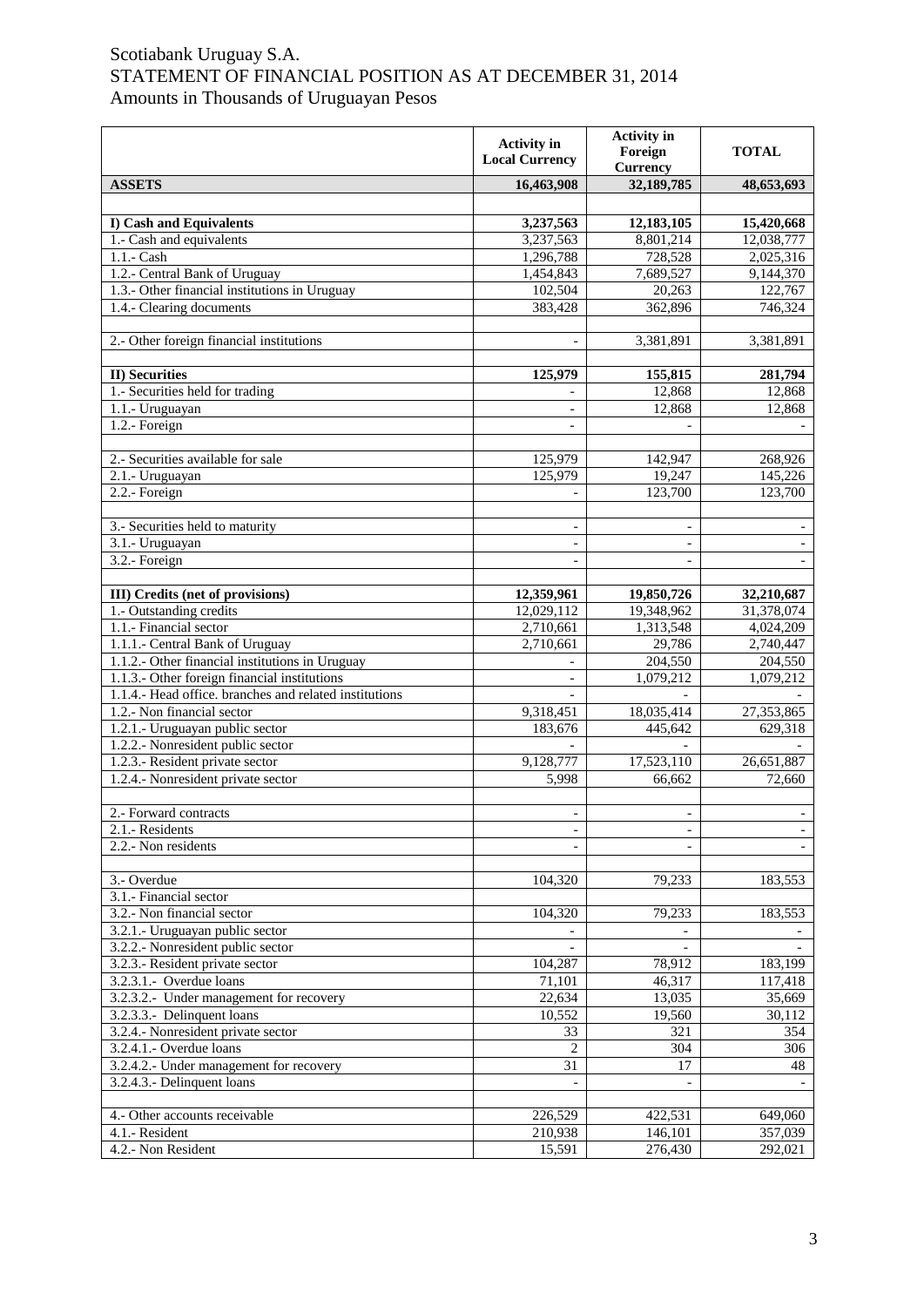# Scotiabank Uruguay S.A.
## STATEMENT OF FINANCIAL POSITION AS AT DECEMBER 31, 2014
### Amounts in Thousands of Uruguayan Pesos

| | Activity in Local Currency | Activity in Foreign Currency | TOTAL |
|---|---|---|---|
| **ASSETS** | **16,463,908** | **32,189,785** | **48,653,693** |
| | | | |
| **I) Cash and Equivalents** | **3,237,563** | **12,183,105** | **15,420,668** |
| 1.- Cash and equivalents | 3,237,563 | 8,801,214 | 12,038,777 |
| 1.1.- Cash | 1,296,788 | 728,528 | 2,025,316 |
| 1.2.- Central Bank of Uruguay | 1,454,843 | 7,689,527 | 9,144,370 |
| 1.3.- Other financial institutions in Uruguay | 102,504 | 20,263 | 122,767 |
| 1.4.- Clearing documents | 383,428 | 362,896 | 746,324 |
| | | | |
| 2.- Other foreign financial institutions | - | 3,381,891 | 3,381,891 |
| | | | |
| **II) Securities** | **125,979** | **155,815** | **281,794** |
| 1.- Securities held for trading | - | 12,868 | 12,868 |
| 1.1.- Uruguayan | - | 12,868 | 12,868 |
| 1.2.- Foreign | - | - | - |
| | | | |
| 2.- Securities available for sale | 125,979 | 142,947 | 268,926 |
| 2.1.- Uruguayan | 125,979 | 19,247 | 145,226 |
| 2.2.- Foreign | - | 123,700 | 123,700 |
| | | | |
| 3.- Securities held to maturity | - | - | - |
| 3.1.- Uruguayan | - | - | - |
| 3.2.- Foreign | - | - | - |
| | | | |
| **III) Credits (net of provisions)** | **12,359,961** | **19,850,726** | **32,210,687** |
| 1.- Outstanding credits | 12,029,112 | 19,348,962 | 31,378,074 |
| 1.1.- Financial sector | 2,710,661 | 1,313,548 | 4,024,209 |
| 1.1.1.- Central Bank of Uruguay | 2,710,661 | 29,786 | 2,740,447 |
| 1.1.2.- Other financial institutions in Uruguay | - | 204,550 | 204,550 |
| 1.1.3.- Other foreign financial institutions | - | 1,079,212 | 1,079,212 |
| 1.1.4.- Head office. branches and related institutions | - | - | - |
| 1.2.- Non financial sector | 9,318,451 | 18,035,414 | 27,353,865 |
| 1.2.1.- Uruguayan public sector | 183,676 | 445,642 | 629,318 |
| 1.2.2.- Nonresident public sector | - | - | - |
| 1.2.3.- Resident private sector | 9,128,777 | 17,523,110 | 26,651,887 |
| 1.2.4.- Nonresident private sector | 5,998 | 66,662 | 72,660 |
| | | | |
| 2.- Forward contracts | - | - | - |
| 2.1.- Residents | - | - | - |
| 2.2.- Non residents | - | - | - |
| | | | |
| 3.- Overdue | 104,320 | 79,233 | 183,553 |
| 3.1.- Financial sector | | | |
| 3.2.- Non financial sector | 104,320 | 79,233 | 183,553 |
| 3.2.1.- Uruguayan public sector | - | - | - |
| 3.2.2.- Nonresident public sector | - | - | - |
| 3.2.3.- Resident private sector | 104,287 | 78,912 | 183,199 |
| 3.2.3.1.- Overdue loans | 71,101 | 46,317 | 117,418 |
| 3.2.3.2.- Under management for recovery | 22,634 | 13,035 | 35,669 |
| 3.2.3.3.- Delinquent loans | 10,552 | 19,560 | 30,112 |
| 3.2.4.- Nonresident private sector | 33 | 321 | 354 |
| 3.2.4.1.- Overdue loans | 2 | 304 | 306 |
| 3.2.4.2.- Under management for recovery | 31 | 17 | 48 |
| 3.2.4.3.- Delinquent loans | - | - | - |
| | | | |
| 4.- Other accounts receivable | 226,529 | 422,531 | 649,060 |
| 4.1.- Resident | 210,938 | 146,101 | 357,039 |
| 4.2.- Non Resident | 15,591 | 276,430 | 292,021 |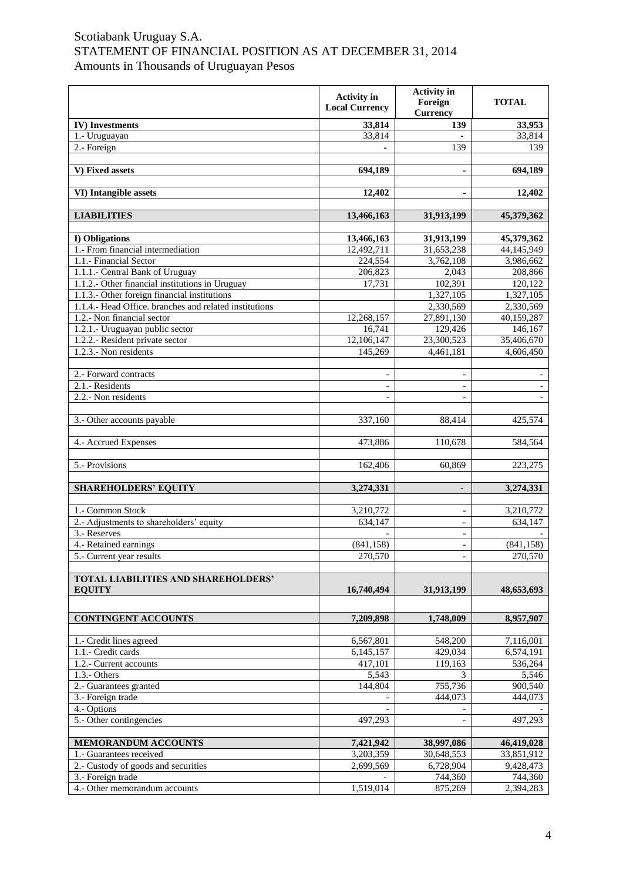# Scotiabank Uruguay S.A.
## STATEMENT OF FINANCIAL POSITION AS AT DECEMBER 31, 2014
### Amounts in Thousands of Uruguayan Pesos

| | Activity in Local Currency | Activity in Foreign Currency | TOTAL |
|---|---|---|---|
| **IV) Investments** | **33,814** | **139** | **33,953** |
| 1.- Uruguayan | 33,814 | - | 33,814 |
| 2.- Foreign | - | 139 | 139 |
| | | | |
| **V) Fixed assets** | **694,189** | **-** | **694,189** |
| | | | |
| **VI) Intangible assets** | **12,402** | **-** | **12,402** |
| | | | |
| **LIABILITIES** | **13,466,163** | **31,913,199** | **45,379,362** |
| | | | |
| **I) Obligations** | **13,466,163** | **31,913,199** | **45,379,362** |
| 1.- From financial intermediation | 12,492,711 | 31,653,238 | 44,145,949 |
| 1.1.- Financial Sector | 224,554 | 3,762,108 | 3,986,662 |
| 1.1.1.- Central Bank of Uruguay | 206,823 | 2,043 | 208,866 |
| 1.1.2.- Other financial institutions in Uruguay | 17,731 | 102,391 | 120,122 |
| 1.1.3.- Other foreign financial institutions | | 1,327,105 | 1,327,105 |
| 1.1.4.- Head Office. branches and related institutions | | 2,330,569 | 2,330,569 |
| 1.2.- Non financial sector | 12,268,157 | 27,891,130 | 40,159,287 |
| 1.2.1.- Uruguayan public sector | 16,741 | 129,426 | 146,167 |
| 1.2.2.- Resident private sector | 12,106,147 | 23,300,523 | 35,406,670 |
| 1.2.3.- Non residents | 145,269 | 4,461,181 | 4,606,450 |
| | | | |
| 2.- Forward contracts | - | - | - |
| 2.1.- Residents | - | - | - |
| 2.2.- Non residents | - | - | - |
| | | | |
| 3.- Other accounts payable | 337,160 | 88,414 | 425,574 |
| | | | |
| 4.- Accrued Expenses | 473,886 | 110,678 | 584,564 |
| | | | |
| 5.- Provisions | 162,406 | 60,869 | 223,275 |
| | | | |
| **SHAREHOLDERS' EQUITY** | **3,274,331** | **-** | **3,274,331** |
| | | | |
| 1.- Common Stock | 3,210,772 | - | 3,210,772 |
| 2.- Adjustments to shareholders' equity | 634,147 | - | 634,147 |
| 3.- Reserves | - | - | - |
| 4.- Retained earnings | (841,158) | - | (841,158) |
| 5.- Current year results | 270,570 | - | 270,570 |
| | | | |
| **TOTAL LIABILITIES AND SHAREHOLDERS' EQUITY** | **16,740,494** | **31,913,199** | **48,653,693** |
| | | | |
| **CONTINGENT ACCOUNTS** | **7,209,898** | **1,748,009** | **8,957,907** |
| | | | |
| 1.- Credit lines agreed | 6,567,801 | 548,200 | 7,116,001 |
| 1.1.- Credit cards | 6,145,157 | 429,034 | 6,574,191 |
| 1.2.- Current accounts | 417,101 | 119,163 | 536,264 |
| 1.3.- Others | 5,543 | 3 | 5,546 |
| 2.- Guarantees granted | 144,804 | 755,736 | 900,540 |
| 3.- Foreign trade | - | 444,073 | 444,073 |
| 4.- Options | - | - | - |
| 5.- Other contingencies | 497,293 | - | 497,293 |
| | | | |
| **MEMORANDUM ACCOUNTS** | **7,421,942** | **38,997,086** | **46,419,028** |
| 1.- Guarantees received | 3,203,359 | 30,648,553 | 33,851,912 |
| 2.- Custody of goods and securities | 2,699,569 | 6,728,904 | 9,428,473 |
| 3.- Foreign trade | - | 744,360 | 744,360 |
| 4.- Other memorandum accounts | 1,519,014 | 875,269 | 2,394,283 |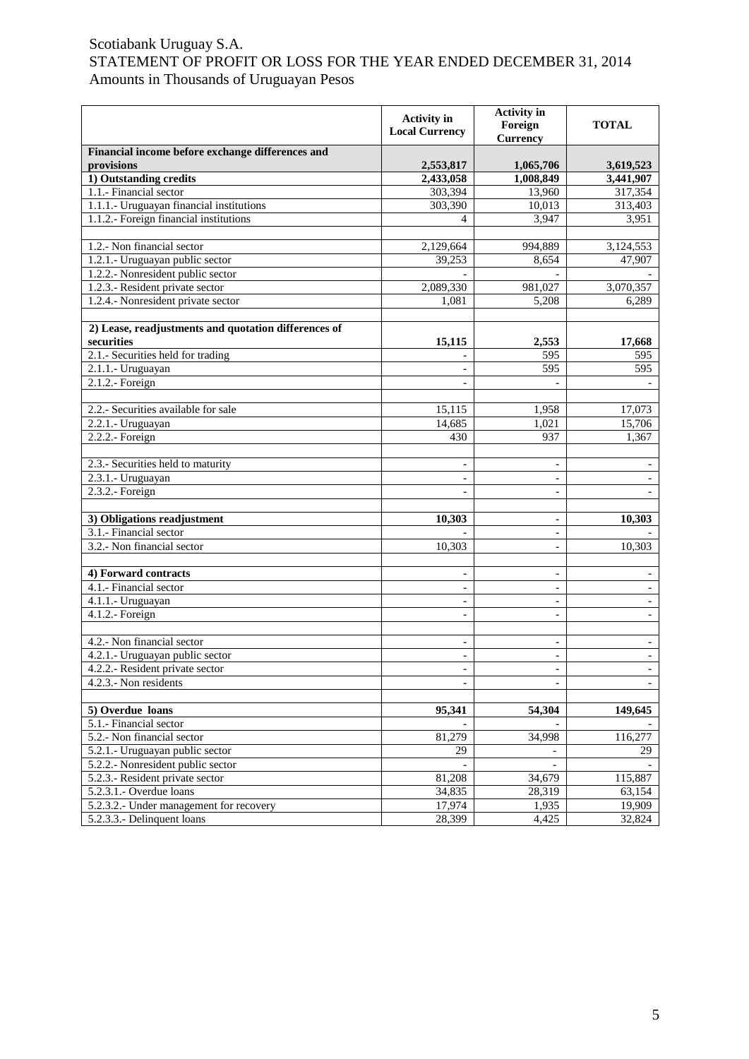Scotiabank Uruguay S.A.
STATEMENT OF PROFIT OR LOSS FOR THE YEAR ENDED DECEMBER 31, 2014
Amounts in Thousands of Uruguayan Pesos

| | Activity in Local Currency | Activity in Foreign Currency | TOTAL |
|---|---|---|---|
| **Financial income before exchange differences and provisions** | **2,553,817** | **1,065,706** | **3,619,523** |
| **1) Outstanding credits** | **2,433,058** | **1,008,849** | **3,441,907** |
| 1.1.- Financial sector | 303,394 | 13,960 | 317,354 |
| 1.1.1.- Uruguayan financial institutions | 303,390 | 10,013 | 313,403 |
| 1.1.2.- Foreign financial institutions | 4 | 3,947 | 3,951 |
| | | | |
| 1.2.- Non financial sector | 2,129,664 | 994,889 | 3,124,553 |
| 1.2.1.- Uruguayan public sector | 39,253 | 8,654 | 47,907 |
| 1.2.2.- Nonresident public sector | - | - | - |
| 1.2.3.- Resident private sector | 2,089,330 | 981,027 | 3,070,357 |
| 1.2.4.- Nonresident private sector | 1,081 | 5,208 | 6,289 |
| | | | |
| **2) Lease, readjustments and quotation differences of securities** | **15,115** | **2,553** | **17,668** |
| 2.1.- Securities held for trading | - | 595 | 595 |
| 2.1.1.- Uruguayan | - | 595 | 595 |
| 2.1.2.- Foreign | - | - | - |
| | | | |
| 2.2.- Securities available for sale | 15,115 | 1,958 | 17,073 |
| 2.2.1.- Uruguayan | 14,685 | 1,021 | 15,706 |
| 2.2.2.- Foreign | 430 | 937 | 1,367 |
| | | | |
| 2.3.- Securities held to maturity | - | - | - |
| 2.3.1.- Uruguayan | - | - | - |
| 2.3.2.- Foreign | - | - | - |
| | | | |
| **3) Obligations readjustment** | **10,303** | **-** | **10,303** |
| 3.1.- Financial sector | - | - | - |
| 3.2.- Non financial sector | 10,303 | - | 10,303 |
| | | | |
| **4) Forward contracts** | **-** | **-** | **-** |
| 4.1.- Financial sector | - | - | - |
| 4.1.1.- Uruguayan | - | - | - |
| 4.1.2.- Foreign | - | - | - |
| | | | |
| 4.2.- Non financial sector | - | - | - |
| 4.2.1.- Uruguayan public sector | - | - | - |
| 4.2.2.- Resident private sector | - | - | - |
| 4.2.3.- Non residents | - | - | - |
| | | | |
| **5) Overdue loans** | **95,341** | **54,304** | **149,645** |
| 5.1.- Financial sector | - | - | - |
| 5.2.- Non financial sector | 81,279 | 34,998 | 116,277 |
| 5.2.1.- Uruguayan public sector | 29 | - | 29 |
| 5.2.2.- Nonresident public sector | - | - | - |
| 5.2.3.- Resident private sector | 81,208 | 34,679 | 115,887 |
| 5.2.3.1.- Overdue loans | 34,835 | 28,319 | 63,154 |
| 5.2.3.2.- Under management for recovery | 17,974 | 1,935 | 19,909 |
| 5.2.3.3.- Delinquent loans | 28,399 | 4,425 | 32,824 |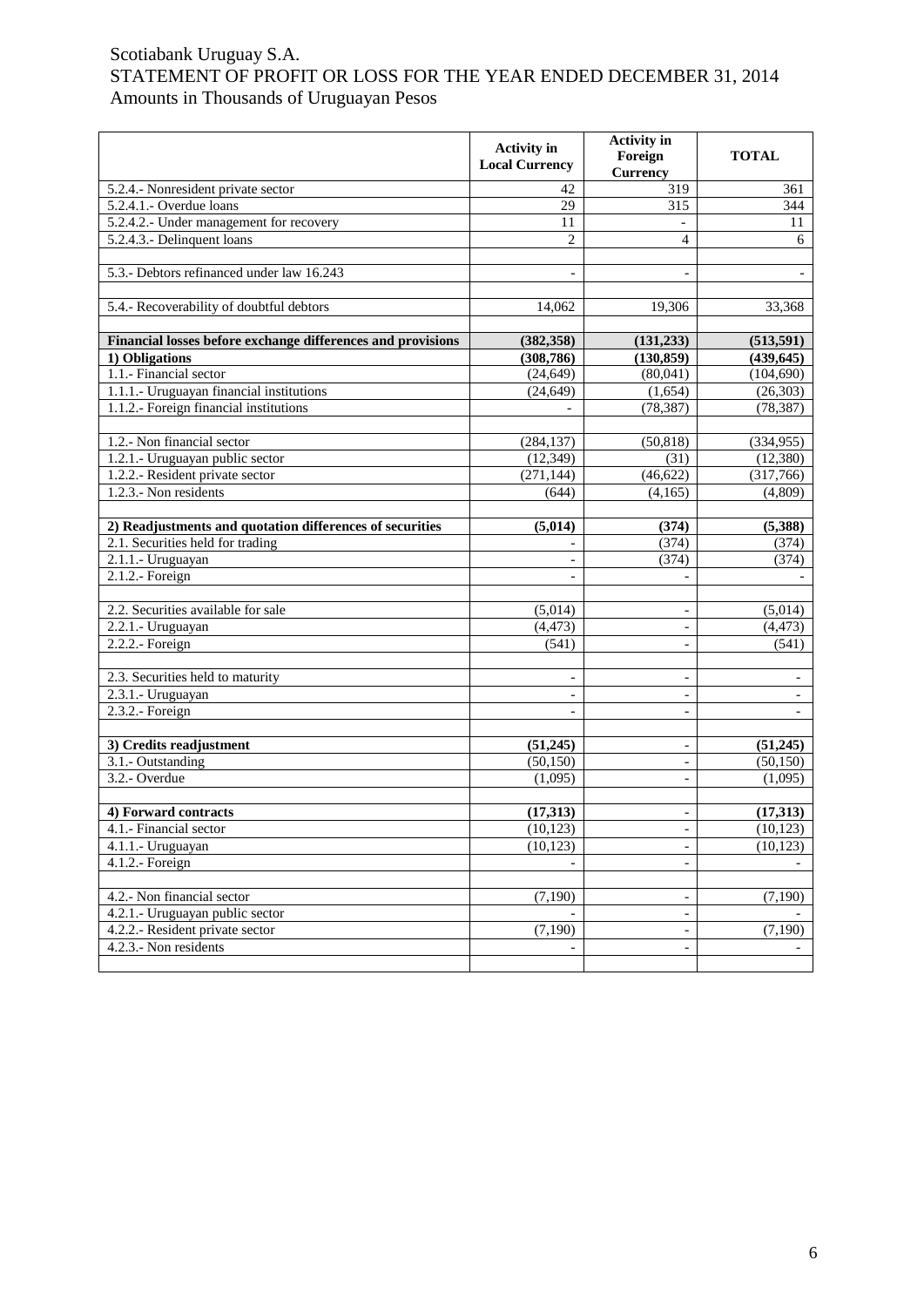Scotiabank Uruguay S.A.
STATEMENT OF PROFIT OR LOSS FOR THE YEAR ENDED DECEMBER 31, 2014
Amounts in Thousands of Uruguayan Pesos

| | Activity in Local Currency | Activity in Foreign Currency | TOTAL |
|---|---|---|---|
| 5.2.4.- Nonresident private sector | 42 | 319 | 361 |
| 5.2.4.1.- Overdue loans | 29 | 315 | 344 |
| 5.2.4.2.- Under management for recovery | 11 | - | 11 |
| 5.2.4.3.- Delinquent loans | 2 | 4 | 6 |
| | | | |
| 5.3.- Debtors refinanced under law 16.243 | - | - | - |
| | | | |
| 5.4.- Recoverability of doubtful debtors | 14,062 | 19,306 | 33,368 |
| | | | |
| **Financial losses before exchange differences and provisions** | **(382,358)** | **(131,233)** | **(513,591)** |
| **1) Obligations** | **(308,786)** | **(130,859)** | **(439,645)** |
| 1.1.- Financial sector | (24,649) | (80,041) | (104,690) |
| 1.1.1.- Uruguayan financial institutions | (24,649) | (1,654) | (26,303) |
| 1.1.2.- Foreign financial institutions | - | (78,387) | (78,387) |
| | | | |
| 1.2.- Non financial sector | (284,137) | (50,818) | (334,955) |
| 1.2.1.- Uruguayan public sector | (12,349) | (31) | (12,380) |
| 1.2.2.- Resident private sector | (271,144) | (46,622) | (317,766) |
| 1.2.3.- Non residents | (644) | (4,165) | (4,809) |
| | | | |
| **2) Readjustments and quotation differences of securities** | **(5,014)** | **(374)** | **(5,388)** |
| 2.1. Securities held for trading | - | (374) | (374) |
| 2.1.1.- Uruguayan | - | (374) | (374) |
| 2.1.2.- Foreign | - | - | - |
| | | | |
| 2.2. Securities available for sale | (5,014) | - | (5,014) |
| 2.2.1.- Uruguayan | (4,473) | - | (4,473) |
| 2.2.2.- Foreign | (541) | - | (541) |
| | | | |
| 2.3. Securities held to maturity | - | - | - |
| 2.3.1.- Uruguayan | - | - | - |
| 2.3.2.- Foreign | - | - | - |
| | | | |
| **3) Credits readjustment** | **(51,245)** | **-** | **(51,245)** |
| 3.1.- Outstanding | (50,150) | - | (50,150) |
| 3.2.- Overdue | (1,095) | - | (1,095) |
| | | | |
| **4) Forward contracts** | **(17,313)** | **-** | **(17,313)** |
| 4.1.- Financial sector | (10,123) | - | (10,123) |
| 4.1.1.- Uruguayan | (10,123) | - | (10,123) |
| 4.1.2.- Foreign | - | - | - |
| | | | |
| 4.2.- Non financial sector | (7,190) | - | (7,190) |
| 4.2.1.- Uruguayan public sector | - | - | - |
| 4.2.2.- Resident private sector | (7,190) | - | (7,190) |
| 4.2.3.- Non residents | - | - | - |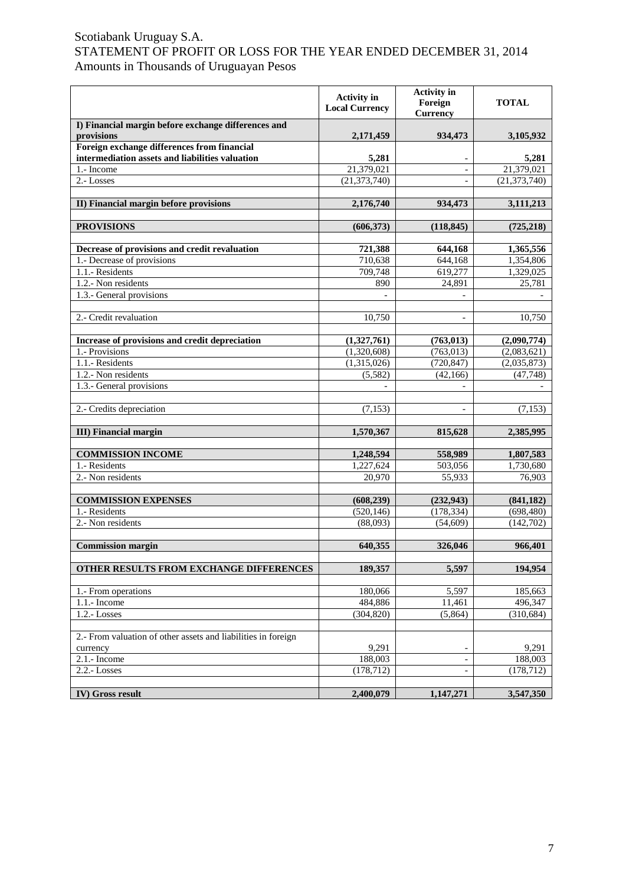Scotiabank Uruguay S.A.
STATEMENT OF PROFIT OR LOSS FOR THE YEAR ENDED DECEMBER 31, 2014
Amounts in Thousands of Uruguayan Pesos

| | Activity in Local Currency | Activity in Foreign Currency | TOTAL |
|---|---|---|---|
| **I) Financial margin before exchange differences and provisions** | **2,171,459** | **934,473** | **3,105,932** |
| **Foreign exchange differences from financial intermediation assets and liabilities valuation** | **5,281** | **-** | **5,281** |
| 1.- Income | 21,379,021 | - | 21,379,021 |
| 2.- Losses | (21,373,740) | - | (21,373,740) |
| | | | |
| **II) Financial margin before provisions** | **2,176,740** | **934,473** | **3,111,213** |
| | | | |
| **PROVISIONS** | **(606,373)** | **(118,845)** | **(725,218)** |
| | | | |
| **Decrease of provisions and credit revaluation** | **721,388** | **644,168** | **1,365,556** |
| 1.- Decrease of provisions | 710,638 | 644,168 | 1,354,806 |
| 1.1.- Residents | 709,748 | 619,277 | 1,329,025 |
| 1.2.- Non residents | 890 | 24,891 | 25,781 |
| 1.3.- General provisions | - | - | - |
| | | | |
| 2.- Credit revaluation | 10,750 | - | 10,750 |
| | | | |
| **Increase of provisions and credit depreciation** | **(1,327,761)** | **(763,013)** | **(2,090,774)** |
| 1.- Provisions | (1,320,608) | (763,013) | (2,083,621) |
| 1.1.- Residents | (1,315,026) | (720,847) | (2,035,873) |
| 1.2.- Non residents | (5,582) | (42,166) | (47,748) |
| 1.3.- General provisions | - | - | - |
| | | | |
| 2.- Credits depreciation | (7,153) | - | (7,153) |
| | | | |
| **III) Financial margin** | **1,570,367** | **815,628** | **2,385,995** |
| | | | |
| **COMMISSION INCOME** | **1,248,594** | **558,989** | **1,807,583** |
| 1.- Residents | 1,227,624 | 503,056 | 1,730,680 |
| 2.- Non residents | 20,970 | 55,933 | 76,903 |
| | | | |
| **COMMISSION EXPENSES** | **(608,239)** | **(232,943)** | **(841,182)** |
| 1.- Residents | (520,146) | (178,334) | (698,480) |
| 2.- Non residents | (88,093) | (54,609) | (142,702) |
| | | | |
| **Commission margin** | **640,355** | **326,046** | **966,401** |
| | | | |
| **OTHER RESULTS FROM EXCHANGE DIFFERENCES** | **189,357** | **5,597** | **194,954** |
| | | | |
| 1.- From operations | 180,066 | 5,597 | 185,663 |
| 1.1.- Income | 484,886 | 11,461 | 496,347 |
| 1.2.- Losses | (304,820) | (5,864) | (310,684) |
| | | | |
| 2.- From valuation of other assets and liabilities in foreign currency | 9,291 | - | 9,291 |
| 2.1.- Income | 188,003 | - | 188,003 |
| 2.2.- Losses | (178,712) | - | (178,712) |
| | | | |
| **IV) Gross result** | **2,400,079** | **1,147,271** | **3,547,350** |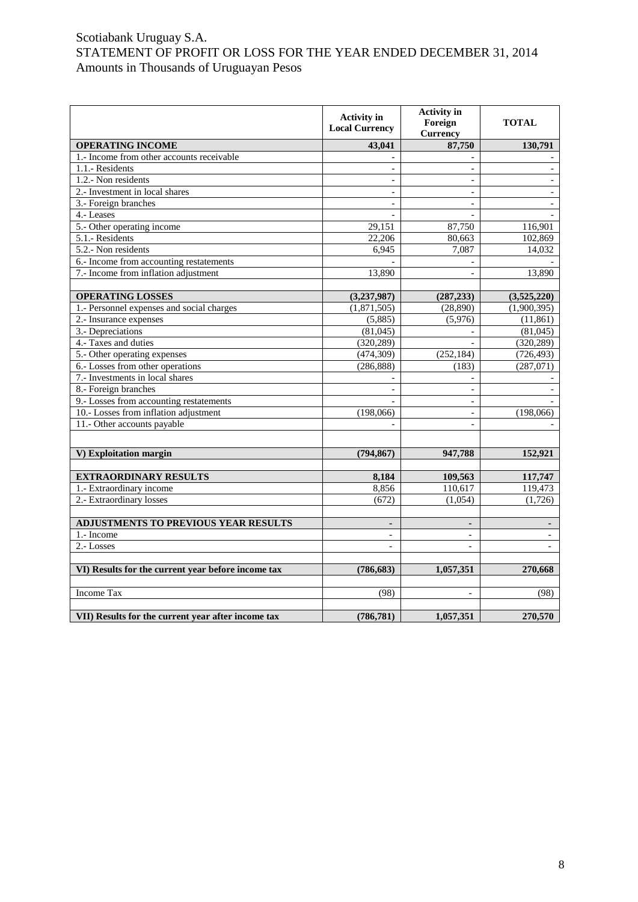Scotiabank Uruguay S.A.
STATEMENT OF PROFIT OR LOSS FOR THE YEAR ENDED DECEMBER 31, 2014
Amounts in Thousands of Uruguayan Pesos

| | Activity in Local Currency | Activity in Foreign Currency | TOTAL |
|---|---|---|---|
| **OPERATING INCOME** | **43,041** | **87,750** | **130,791** |
| 1.- Income from other accounts receivable | - | - | - |
| 1.1.- Residents | - | - | - |
| 1.2.- Non residents | - | - | - |
| 2.- Investment in local shares | - | - | - |
| 3.- Foreign branches | - | - | - |
| 4.- Leases | - | - | - |
| 5.- Other operating income | 29,151 | 87,750 | 116,901 |
| 5.1.- Residents | 22,206 | 80,663 | 102,869 |
| 5.2.- Non residents | 6,945 | 7,087 | 14,032 |
| 6.- Income from accounting restatements | - | - | - |
| 7.- Income from inflation adjustment | 13,890 | - | 13,890 |
| | | | |
| **OPERATING LOSSES** | **(3,237,987)** | **(287,233)** | **(3,525,220)** |
| 1.- Personnel expenses and social charges | (1,871,505) | (28,890) | (1,900,395) |
| 2.- Insurance expenses | (5,885) | (5,976) | (11,861) |
| 3.- Depreciations | (81,045) | - | (81,045) |
| 4.- Taxes and duties | (320,289) | - | (320,289) |
| 5.- Other operating expenses | (474,309) | (252,184) | (726,493) |
| 6.- Losses from other operations | (286,888) | (183) | (287,071) |
| 7.- Investments in local shares | - | - | - |
| 8.- Foreign branches | - | - | - |
| 9.- Losses from accounting restatements | - | - | - |
| 10.- Losses from inflation adjustment | (198,066) | - | (198,066) |
| 11.- Other accounts payable | - | - | - |
| | | | |
| **V) Exploitation margin** | **(794,867)** | **947,788** | **152,921** |
| | | | |
| **EXTRAORDINARY RESULTS** | **8,184** | **109,563** | **117,747** |
| 1.- Extraordinary income | 8,856 | 110,617 | 119,473 |
| 2.- Extraordinary losses | (672) | (1,054) | (1,726) |
| | | | |
| **ADJUSTMENTS TO PREVIOUS YEAR RESULTS** | **-** | **-** | **-** |
| 1.- Income | - | - | - |
| 2.- Losses | - | - | - |
| | | | |
| **VI) Results for the current year before income tax** | **(786,683)** | **1,057,351** | **270,668** |
| | | | |
| Income Tax | (98) | - | (98) |
| | | | |
| **VII) Results for the current year after income tax** | **(786,781)** | **1,057,351** | **270,570** |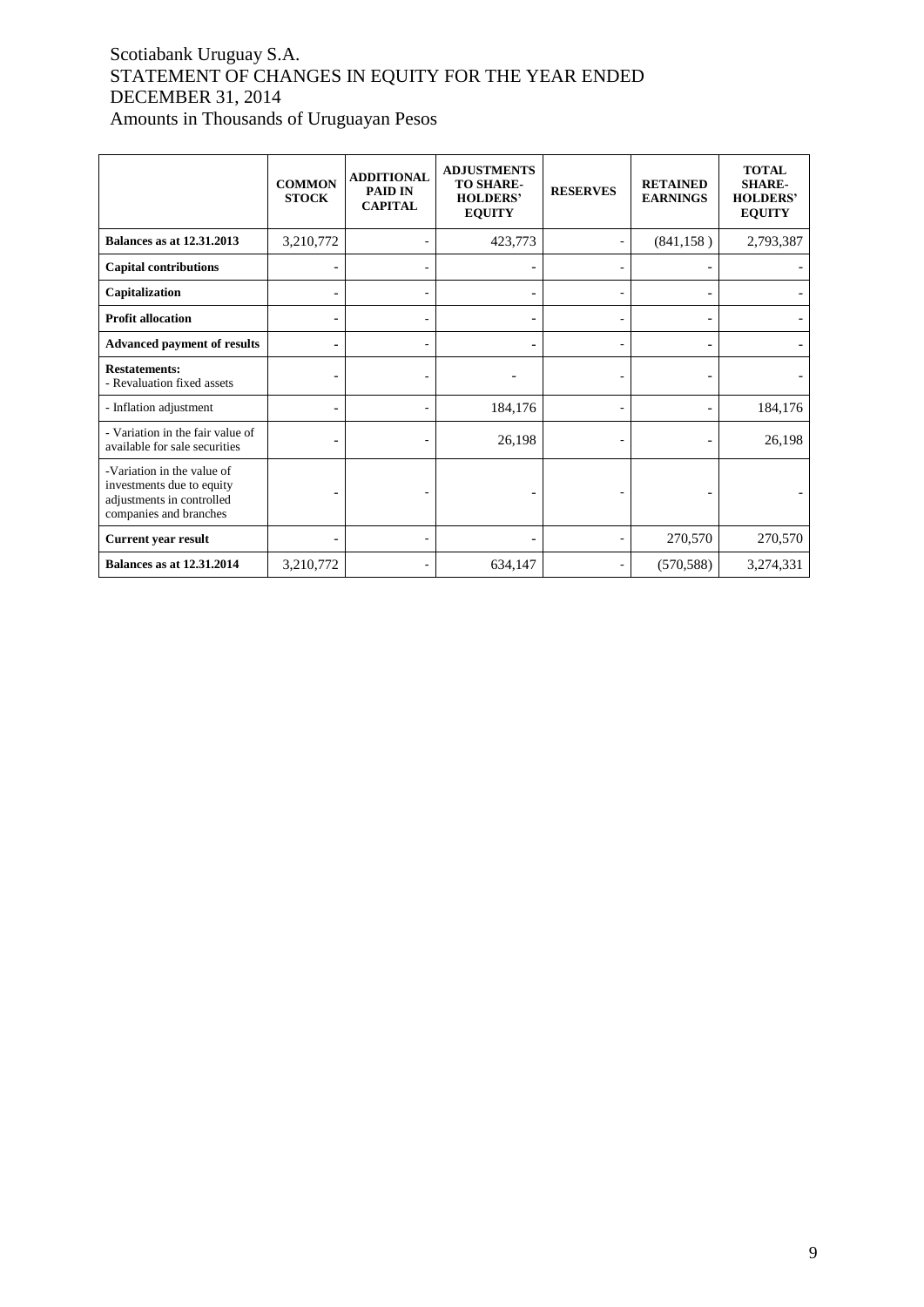# Scotiabank Uruguay S.A.
# STATEMENT OF CHANGES IN EQUITY FOR THE YEAR ENDED DECEMBER 31, 2014
## Amounts in Thousands of Uruguayan Pesos

| | COMMON STOCK | ADDITIONAL PAID IN CAPITAL | ADJUSTMENTS TO SHARE-HOLDERS' EQUITY | RESERVES | RETAINED EARNINGS | TOTAL SHARE-HOLDERS' EQUITY |
|---|---|---|---|---|---|---|
| **Balances as at 12.31.2013** | 3,210,772 | - | 423,773 | - | (841,158 ) | 2,793,387 |
| **Capital contributions** | - | - | - | - | - | - |
| **Capitalization** | - | - | - | - | - | - |
| **Profit allocation** | - | - | - | - | - | - |
| **Advanced payment of results** | - | - | - | - | - | - |
| **Restatements:**<br>- Revaluation fixed assets | - | - | - | - | - | - |
| - Inflation adjustment | - | - | 184,176 | - | - | 184,176 |
| - Variation in the fair value of available for sale securities | - | - | 26,198 | - | - | 26,198 |
| -Variation in the value of investments due to equity adjustments in controlled companies and branches | - | - | - | - | - | - |
| **Current year result** | - | - | - | - | 270,570 | 270,570 |
| **Balances as at 12.31.2014** | 3,210,772 | - | 634,147 | - | (570,588) | 3,274,331 |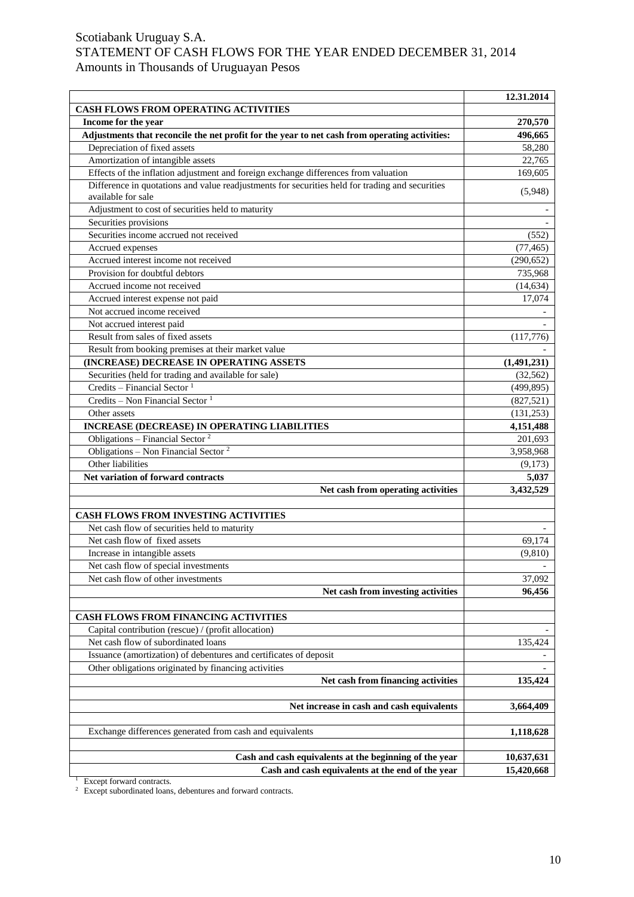Scotiabank Uruguay S.A.
STATEMENT OF CASH FLOWS FOR THE YEAR ENDED DECEMBER 31, 2014
Amounts in Thousands of Uruguayan Pesos

| | 12.31.2014 |
|---|---|
| **CASH FLOWS FROM OPERATING ACTIVITIES** | |
| **Income for the year** | **270,570** |
| **Adjustments that reconcile the net profit for the year to net cash from operating activities:** | **496,665** |
| Depreciation of fixed assets | 58,280 |
| Amortization of intangible assets | 22,765 |
| Effects of the inflation adjustment and foreign exchange differences from valuation | 169,605 |
| Difference in quotations and value readjustments for securities held for trading and securities available for sale | (5,948) |
| Adjustment to cost of securities held to maturity | - |
| Securities provisions | - |
| Securities income accrued not received | (552) |
| Accrued expenses | (77,465) |
| Accrued interest income not received | (290,652) |
| Provision for doubtful debtors | 735,968 |
| Accrued income not received | (14,634) |
| Accrued interest expense not paid | 17,074 |
| Not accrued income received | - |
| Not accrued interest paid | - |
| Result from sales of fixed assets | (117,776) |
| Result from booking premises at their market value | - |
| **(INCREASE) DECREASE IN OPERATING ASSETS** | **(1,491,231)** |
| Securities (held for trading and available for sale) | (32,562) |
| Credits – Financial Sector [1] | (499,895) |
| Credits – Non Financial Sector [1] | (827,521) |
| Other assets | (131,253) |
| **INCREASE (DECREASE) IN OPERATING LIABILITIES** | **4,151,488** |
| Obligations – Financial Sector [2] | 201,693 |
| Obligations – Non Financial Sector [2] | 3,958,968 |
| Other liabilities | (9,173) |
| **Net variation of forward contracts** | **5,037** |
| **Net cash from operating activities** | **3,432,529** |
| | |
| **CASH FLOWS FROM INVESTING ACTIVITIES** | |
| Net cash flow of securities held to maturity | - |
| Net cash flow of fixed assets | 69,174 |
| Increase in intangible assets | (9,810) |
| Net cash flow of special investments | - |
| Net cash flow of other investments | 37,092 |
| **Net cash from investing activities** | **96,456** |
| | |
| **CASH FLOWS FROM FINANCING ACTIVITIES** | |
| Capital contribution (rescue) / (profit allocation) | - |
| Net cash flow of subordinated loans | 135,424 |
| Issuance (amortization) of debentures and certificates of deposit | - |
| Other obligations originated by financing activities | - |
| **Net cash from financing activities** | **135,424** |
| | |
| **Net increase in cash and cash equivalents** | **3,664,409** |
| | |
| Exchange differences generated from cash and equivalents | **1,118,628** |
| | |
| **Cash and cash equivalents at the beginning of the year** | **10,637,631** |
| **Cash and cash equivalents at the end of the year** | **15,420,668** |

[1] Except forward contracts.
[2] Except subordinated loans, debentures and forward contracts.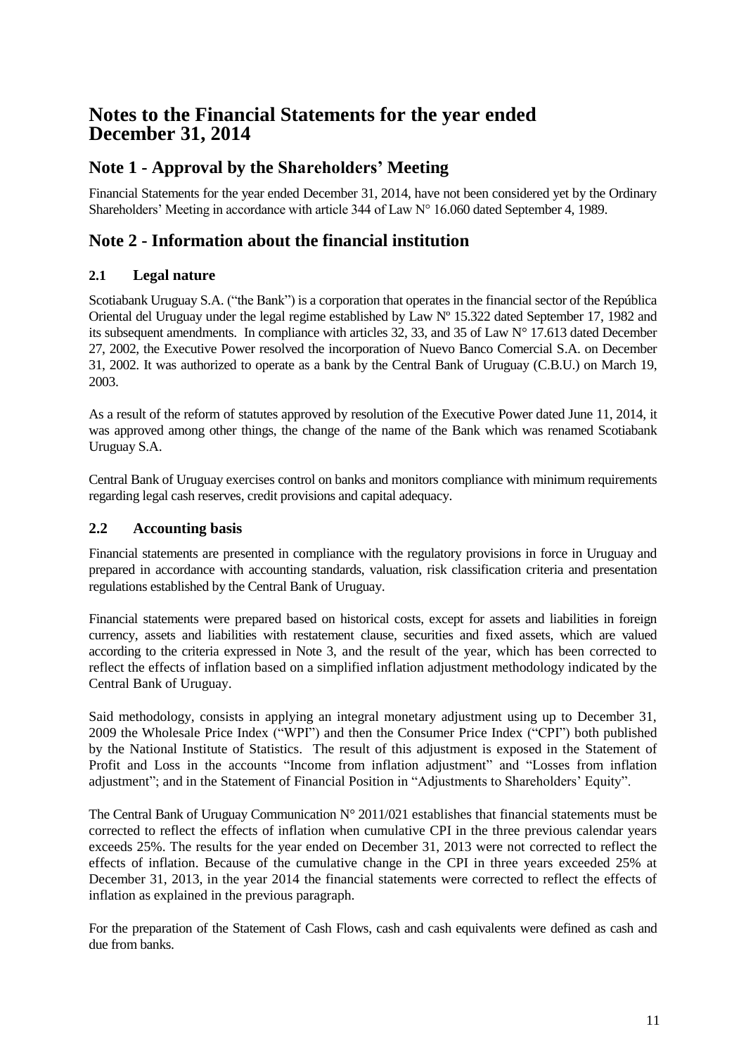# Notes to the Financial Statements for the year ended December 31, 2014

## Note 1 - Approval by the Shareholders' Meeting

Financial Statements for the year ended December 31, 2014, have not been considered yet by the Ordinary Shareholders' Meeting in accordance with article 344 of Law N° 16.060 dated September 4, 1989.

## Note 2 - Information about the financial institution

### 2.1 Legal nature

Scotiabank Uruguay S.A. ("the Bank") is a corporation that operates in the financial sector of the República Oriental del Uruguay under the legal regime established by Law Nº 15.322 dated September 17, 1982 and its subsequent amendments. In compliance with articles 32, 33, and 35 of Law N° 17.613 dated December 27, 2002, the Executive Power resolved the incorporation of Nuevo Banco Comercial S.A. on December 31, 2002. It was authorized to operate as a bank by the Central Bank of Uruguay (C.B.U.) on March 19, 2003.

As a result of the reform of statutes approved by resolution of the Executive Power dated June 11, 2014, it was approved among other things, the change of the name of the Bank which was renamed Scotiabank Uruguay S.A.

Central Bank of Uruguay exercises control on banks and monitors compliance with minimum requirements regarding legal cash reserves, credit provisions and capital adequacy.

### 2.2 Accounting basis

Financial statements are presented in compliance with the regulatory provisions in force in Uruguay and prepared in accordance with accounting standards, valuation, risk classification criteria and presentation regulations established by the Central Bank of Uruguay.

Financial statements were prepared based on historical costs, except for assets and liabilities in foreign currency, assets and liabilities with restatement clause, securities and fixed assets, which are valued according to the criteria expressed in Note 3, and the result of the year, which has been corrected to reflect the effects of inflation based on a simplified inflation adjustment methodology indicated by the Central Bank of Uruguay.

Said methodology, consists in applying an integral monetary adjustment using up to December 31, 2009 the Wholesale Price Index ("WPI") and then the Consumer Price Index ("CPI") both published by the National Institute of Statistics. The result of this adjustment is exposed in the Statement of Profit and Loss in the accounts "Income from inflation adjustment" and "Losses from inflation adjustment"; and in the Statement of Financial Position in "Adjustments to Shareholders' Equity".

The Central Bank of Uruguay Communication N° 2011/021 establishes that financial statements must be corrected to reflect the effects of inflation when cumulative CPI in the three previous calendar years exceeds 25%. The results for the year ended on December 31, 2013 were not corrected to reflect the effects of inflation. Because of the cumulative change in the CPI in three years exceeded 25% at December 31, 2013, in the year 2014 the financial statements were corrected to reflect the effects of inflation as explained in the previous paragraph.

For the preparation of the Statement of Cash Flows, cash and cash equivalents were defined as cash and due from banks.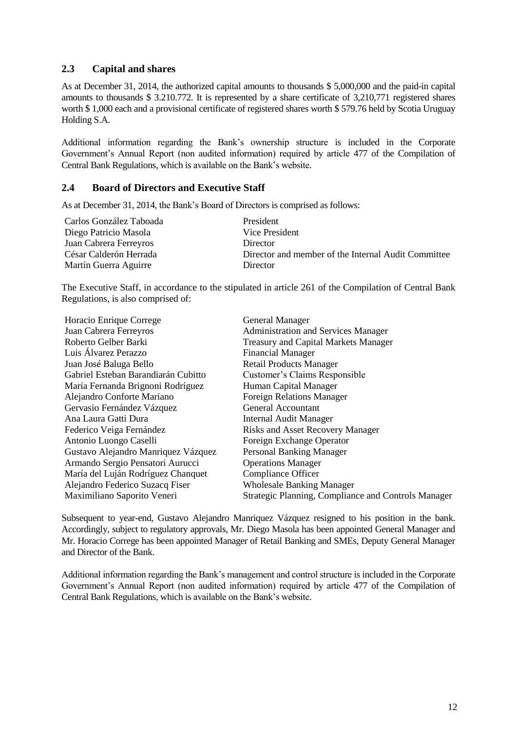## 2.3 Capital and shares

As at December 31, 2014, the authorized capital amounts to thousands $ 5,000,000 and the paid-in capital amounts to thousands $ 3.210.772. It is represented by a share certificate of 3,210,771 registered shares worth $ 1,000 each and a provisional certificate of registered shares worth $ 579.76 held by Scotia Uruguay Holding S.A.

Additional information regarding the Bank's ownership structure is included in the Corporate Government's Annual Report (non audited information) required by article 477 of the Compilation of Central Bank Regulations, which is available on the Bank's website.

## 2.4 Board of Directors and Executive Staff

As at December 31, 2014, the Bank's Board of Directors is comprised as follows:

| | |
|---|---|
| Carlos González Taboada | President |
| Diego Patricio Masola | Vice President |
| Juan Cabrera Ferreyros | Director |
| César Calderón Herrada | Director and member of the Internal Audit Committee |
| Martín Guerra Aguirre | Director |

The Executive Staff, in accordance to the stipulated in article 261 of the Compilation of Central Bank Regulations, is also comprised of:

| | |
|---|---|
| Horacio Enrique Correge | General Manager |
| Juan Cabrera Ferreyros | Administration and Services Manager |
| Roberto Gelber Barki | Treasury and Capital Markets Manager |
| Luis Álvarez Perazzo | Financial Manager |
| Juan José Baluga Bello | Retail Products Manager |
| Gabriel Esteban Barandiarán Cubitto | Customer's Claims Responsible |
| María Fernanda Brignoni Rodríguez | Human Capital Manager |
| Alejandro Conforte Mariano | Foreign Relations Manager |
| Gervasio Fernández Vázquez | General Accountant |
| Ana Laura Gatti Dura | Internal Audit Manager |
| Federico Veiga Fernández | Risks and Asset Recovery Manager |
| Antonio Luongo Caselli | Foreign Exchange Operator |
| Gustavo Alejandro Manriquez Vázquez | Personal Banking Manager |
| Armando Sergio Pensatori Aurucci | Operations Manager |
| María del Luján Rodríguez Chanquet | Compliance Officer |
| Alejandro Federico Suzacq Fiser | Wholesale Banking Manager |
| Maximiliano Saporito Veneri | Strategic Planning, Compliance and Controls Manager |

Subsequent to year-end, Gustavo Alejandro Manriquez Vázquez resigned to his position in the bank. Accordingly, subject to regulatory approvals, Mr. Diego Masola has been appointed General Manager and Mr. Horacio Correge has been appointed Manager of Retail Banking and SMEs, Deputy General Manager and Director of the Bank.

Additional information regarding the Bank's management and control structure is included in the Corporate Government's Annual Report (non audited information) required by article 477 of the Compilation of Central Bank Regulations, which is available on the Bank's website.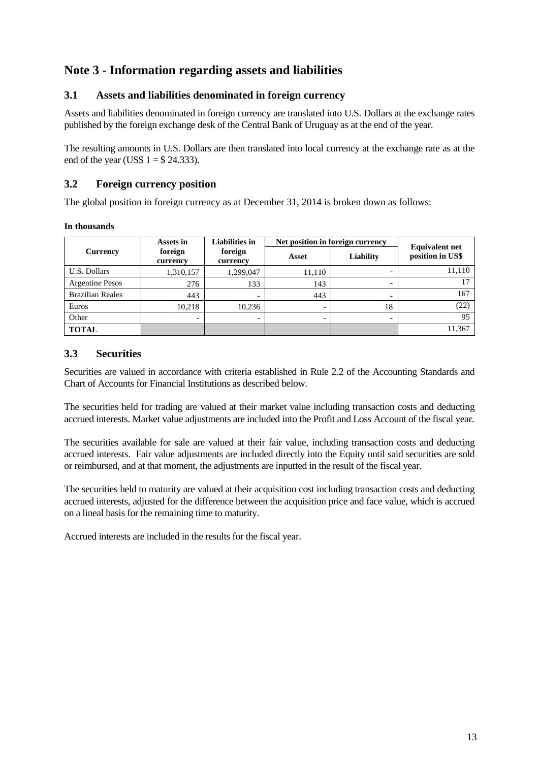# Note 3 - Information regarding assets and liabilities

## 3.1 Assets and liabilities denominated in foreign currency

Assets and liabilities denominated in foreign currency are translated into U.S. Dollars at the exchange rates published by the foreign exchange desk of the Central Bank of Uruguay as at the end of the year.

The resulting amounts in U.S. Dollars are then translated into local currency at the exchange rate as at the end of the year (US$ 1 = $ 24.333).

## 3.2 Foreign currency position

The global position in foreign currency as at December 31, 2014 is broken down as follows:

**In thousands**

| Currency | Assets in foreign currency | Liabilities in foreign currency | Net position in foreign currency | | Equivalent net position in US$ |
|---|---|---|---|---|---|
| | | | Asset | Liability | |
| U.S. Dollars | 1,310,157 | 1,299,047 | 11,110 | - | 11,110 |
| Argentine Pesos | 276 | 133 | 143 | - | 17 |
| Brazilian Reales | 443 | - | 443 | - | 167 |
| Euros | 10,218 | 10,236 | - | 18 | (22) |
| Other | - | - | - | - | 95 |
| **TOTAL** | | | | | 11,367 |

## 3.3 Securities

Securities are valued in accordance with criteria established in Rule 2.2 of the Accounting Standards and Chart of Accounts for Financial Institutions as described below.

The securities held for trading are valued at their market value including transaction costs and deducting accrued interests. Market value adjustments are included into the Profit and Loss Account of the fiscal year.

The securities available for sale are valued at their fair value, including transaction costs and deducting accrued interests. Fair value adjustments are included directly into the Equity until said securities are sold or reimbursed, and at that moment, the adjustments are inputted in the result of the fiscal year.

The securities held to maturity are valued at their acquisition cost including transaction costs and deducting accrued interests, adjusted for the difference between the acquisition price and face value, which is accrued on a lineal basis for the remaining time to maturity.

Accrued interests are included in the results for the fiscal year.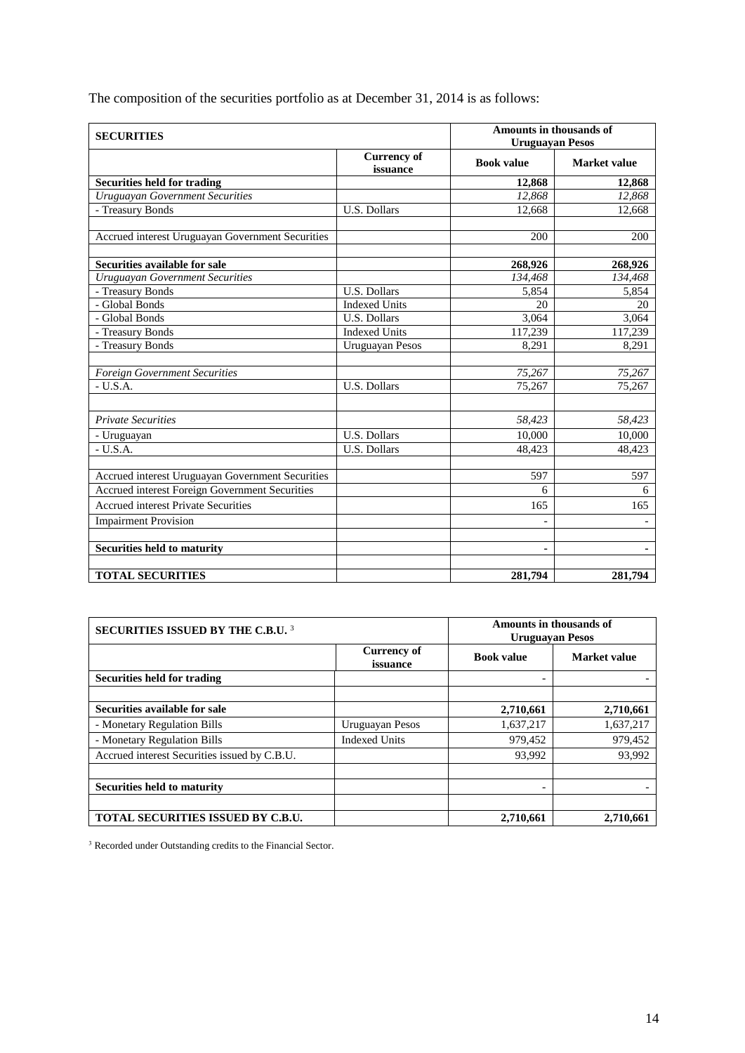The composition of the securities portfolio as at December 31, 2014 is as follows:

| **SECURITIES** | | **Amounts in thousands of Uruguayan Pesos** | |
|---|---|---|---|
| | **Currency of issuance** | **Book value** | **Market value** |
| **Securities held for trading** | | **12,868** | **12,868** |
| *Uruguayan Government Securities* | | *12,868* | *12,868* |
| - Treasury Bonds | U.S. Dollars | 12,668 | 12,668 |
| | | | |
| Accrued interest Uruguayan Government Securities | | 200 | 200 |
| | | | |
| **Securities available for sale** | | **268,926** | **268,926** |
| *Uruguayan Government Securities* | | *134,468* | *134,468* |
| - Treasury Bonds | U.S. Dollars | 5,854 | 5,854 |
| - Global Bonds | Indexed Units | 20 | 20 |
| - Global Bonds | U.S. Dollars | 3,064 | 3,064 |
| - Treasury Bonds | Indexed Units | 117,239 | 117,239 |
| - Treasury Bonds | Uruguayan Pesos | 8,291 | 8,291 |
| | | | |
| *Foreign Government Securities* | | *75,267* | *75,267* |
| - U.S.A. | U.S. Dollars | 75,267 | 75,267 |
| | | | |
| *Private Securities* | | *58,423* | *58,423* |
| - Uruguayan | U.S. Dollars | 10,000 | 10,000 |
| - U.S.A. | U.S. Dollars | 48,423 | 48,423 |
| | | | |
| Accrued interest Uruguayan Government Securities | | 597 | 597 |
| Accrued interest Foreign Government Securities | | 6 | 6 |
| Accrued interest Private Securities | | 165 | 165 |
| Impairment Provision | | - | - |
| | | | |
| **Securities held to maturity** | | **-** | **-** |
| | | | |
| **TOTAL SECURITIES** | | **281,794** | **281,794** |

| **SECURITIES ISSUED BY THE C.B.U.** [3] | | **Amounts in thousands of Uruguayan Pesos** | |
|---|---|---|---|
| | **Currency of issuance** | **Book value** | **Market value** |
| **Securities held for trading** | | - | - |
| | | | |
| **Securities available for sale** | | **2,710,661** | **2,710,661** |
| - Monetary Regulation Bills | Uruguayan Pesos | 1,637,217 | 1,637,217 |
| - Monetary Regulation Bills | Indexed Units | 979,452 | 979,452 |
| Accrued interest Securities issued by C.B.U. | | 93,992 | 93,992 |
| | | | |
| **Securities held to maturity** | | - | - |
| | | | |
| **TOTAL SECURITIES ISSUED BY C.B.U.** | | **2,710,661** | **2,710,661** |

[3] Recorded under Outstanding credits to the Financial Sector.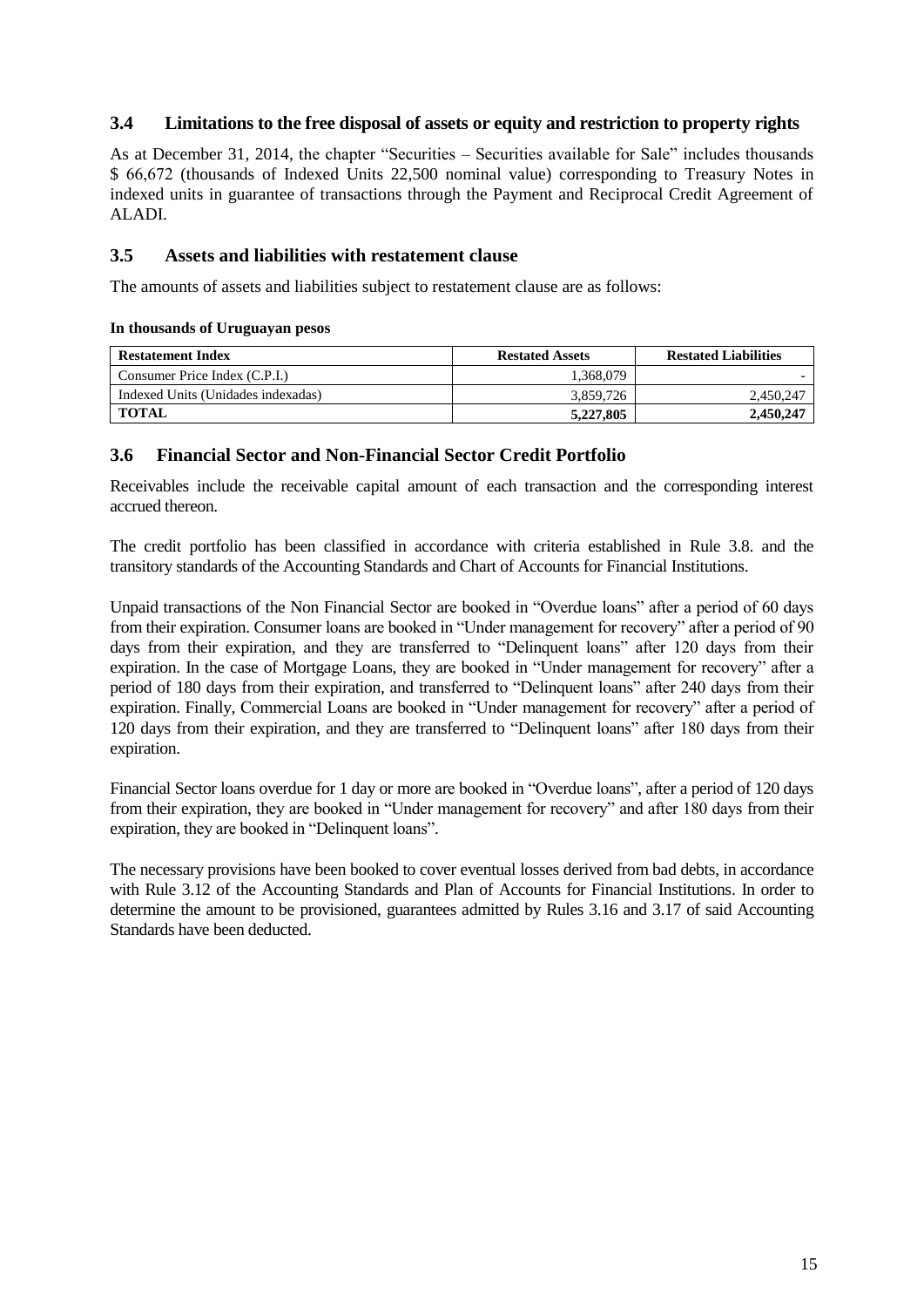### 3.4 Limitations to the free disposal of assets or equity and restriction to property rights

As at December 31, 2014, the chapter "Securities – Securities available for Sale" includes thousands $ 66,672 (thousands of Indexed Units 22,500 nominal value) corresponding to Treasury Notes in indexed units in guarantee of transactions through the Payment and Reciprocal Credit Agreement of ALADI.

### 3.5 Assets and liabilities with restatement clause

The amounts of assets and liabilities subject to restatement clause are as follows:

**In thousands of Uruguayan pesos**

| Restatement Index | Restated Assets | Restated Liabilities |
|---|---|---|
| Consumer Price Index (C.P.I.) | 1,368,079 | - |
| Indexed Units (Unidades indexadas) | 3,859,726 | 2,450,247 |
| **TOTAL** | **5,227,805** | **2,450,247** |

### 3.6 Financial Sector and Non-Financial Sector Credit Portfolio

Receivables include the receivable capital amount of each transaction and the corresponding interest accrued thereon.

The credit portfolio has been classified in accordance with criteria established in Rule 3.8. and the transitory standards of the Accounting Standards and Chart of Accounts for Financial Institutions.

Unpaid transactions of the Non Financial Sector are booked in "Overdue loans" after a period of 60 days from their expiration. Consumer loans are booked in "Under management for recovery" after a period of 90 days from their expiration, and they are transferred to "Delinquent loans" after 120 days from their expiration. In the case of Mortgage Loans, they are booked in "Under management for recovery" after a period of 180 days from their expiration, and transferred to "Delinquent loans" after 240 days from their expiration. Finally, Commercial Loans are booked in "Under management for recovery" after a period of 120 days from their expiration, and they are transferred to "Delinquent loans" after 180 days from their expiration.

Financial Sector loans overdue for 1 day or more are booked in "Overdue loans", after a period of 120 days from their expiration, they are booked in "Under management for recovery" and after 180 days from their expiration, they are booked in "Delinquent loans".

The necessary provisions have been booked to cover eventual losses derived from bad debts, in accordance with Rule 3.12 of the Accounting Standards and Plan of Accounts for Financial Institutions. In order to determine the amount to be provisioned, guarantees admitted by Rules 3.16 and 3.17 of said Accounting Standards have been deducted.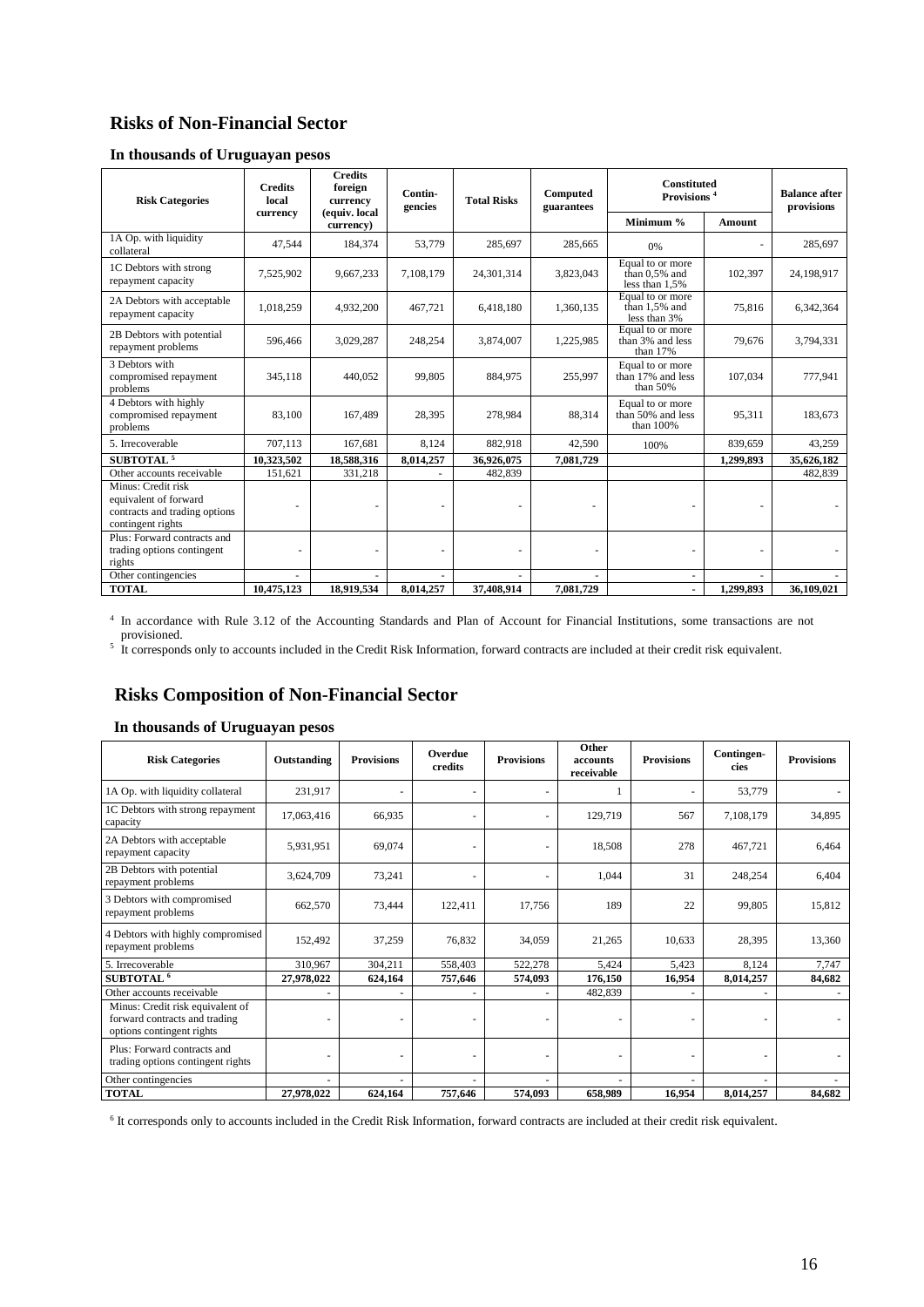## Risks of Non-Financial Sector

### In thousands of Uruguayan pesos

| Risk Categories | Credits local currency | Credits foreign currency (equiv. local currency) | Contin-gencies | Total Risks | Computed guarantees | Constituted Provisions [4] | | Balance after provisions |
|---|---|---|---|---|---|---|---|---|
| | | | | | | Minimum % | Amount | |
| 1A Op. with liquidity collateral | 47,544 | 184,374 | 53,779 | 285,697 | 285,665 | 0% | - | 285,697 |
| 1C Debtors with strong repayment capacity | 7,525,902 | 9,667,233 | 7,108,179 | 24,301,314 | 3,823,043 | Equal to or more than 0,5% and less than 1,5% | 102,397 | 24,198,917 |
| 2A Debtors with acceptable repayment capacity | 1,018,259 | 4,932,200 | 467,721 | 6,418,180 | 1,360,135 | Equal to or more than 1,5% and less than 3% | 75,816 | 6,342,364 |
| 2B Debtors with potential repayment problems | 596,466 | 3,029,287 | 248,254 | 3,874,007 | 1,225,985 | Equal to or more than 3% and less than 17% | 79,676 | 3,794,331 |
| 3 Debtors with compromised repayment problems | 345,118 | 440,052 | 99,805 | 884,975 | 255,997 | Equal to or more than 17% and less than 50% | 107,034 | 777,941 |
| 4 Debtors with highly compromised repayment problems | 83,100 | 167,489 | 28,395 | 278,984 | 88,314 | Equal to or more than 50% and less than 100% | 95,311 | 183,673 |
| 5. Irrecoverable | 707,113 | 167,681 | 8,124 | 882,918 | 42,590 | 100% | 839,659 | 43,259 |
| **SUBTOTAL [5]** | **10,323,502** | **18,588,316** | **8,014,257** | **36,926,075** | **7,081,729** | | **1,299,893** | **35,626,182** |
| Other accounts receivable | 151,621 | 331,218 | - | 482,839 | | | | 482,839 |
| Minus: Credit risk equivalent of forward contracts and trading options contingent rights | - | - | - | - | - | - | - | - |
| Plus: Forward contracts and trading options contingent rights | - | - | - | - | - | - | - | - |
| Other contingencies | - | - | - | - | - | - | - | - |
| **TOTAL** | **10,475,123** | **18,919,534** | **8,014,257** | **37,408,914** | **7,081,729** | **-** | **1,299,893** | **36,109,021** |

[4] In accordance with Rule 3.12 of the Accounting Standards and Plan of Account for Financial Institutions, some transactions are not provisioned.
[5] It corresponds only to accounts included in the Credit Risk Information, forward contracts are included at their credit risk equivalent.

## Risks Composition of Non-Financial Sector

### In thousands of Uruguayan pesos

| Risk Categories | Outstanding | Provisions | Overdue credits | Provisions | Other accounts receivable | Provisions | Contingen-cies | Provisions |
|---|---|---|---|---|---|---|---|---|
| 1A Op. with liquidity collateral | 231,917 | - | - | - | 1 | - | 53,779 | - |
| 1C Debtors with strong repayment capacity | 17,063,416 | 66,935 | - | - | 129,719 | 567 | 7,108,179 | 34,895 |
| 2A Debtors with acceptable repayment capacity | 5,931,951 | 69,074 | - | - | 18,508 | 278 | 467,721 | 6,464 |
| 2B Debtors with potential repayment problems | 3,624,709 | 73,241 | - | - | 1,044 | 31 | 248,254 | 6,404 |
| 3 Debtors with compromised repayment problems | 662,570 | 73,444 | 122,411 | 17,756 | 189 | 22 | 99,805 | 15,812 |
| 4 Debtors with highly compromised repayment problems | 152,492 | 37,259 | 76,832 | 34,059 | 21,265 | 10,633 | 28,395 | 13,360 |
| 5. Irrecoverable | 310,967 | 304,211 | 558,403 | 522,278 | 5,424 | 5,423 | 8,124 | 7,747 |
| **SUBTOTAL [6]** | **27,978,022** | **624,164** | **757,646** | **574,093** | **176,150** | **16,954** | **8,014,257** | **84,682** |
| Other accounts receivable | - | - | - | - | 482,839 | - | - | - |
| Minus: Credit risk equivalent of forward contracts and trading options contingent rights | - | - | - | - | - | - | - | - |
| Plus: Forward contracts and trading options contingent rights | - | - | - | - | - | - | - | - |
| Other contingencies | - | - | - | - | - | - | - | - |
| **TOTAL** | **27,978,022** | **624,164** | **757,646** | **574,093** | **658,989** | **16,954** | **8,014,257** | **84,682** |

[6] It corresponds only to accounts included in the Credit Risk Information, forward contracts are included at their credit risk equivalent.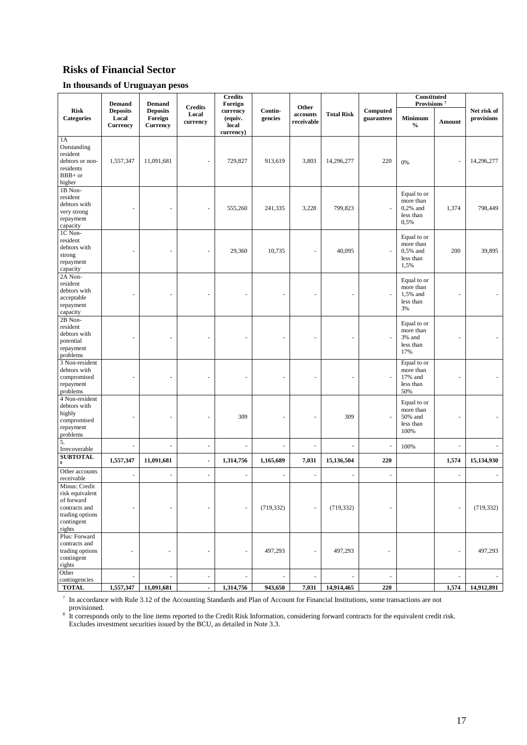## Risks of Financial Sector

### In thousands of Uruguayan pesos

| Risk Categories | Demand Deposits Local Currency | Demand Deposits Foreign Currency | Credits Local currency | Credits Foreign currency (equiv. local currency) | Contin-gencies | Other accounts receivable | Total Risk | Computed guarantees | Constituted Provisions [7] | | Net risk of provisions |
|---|---|---|---|---|---|---|---|---|---|---|---|
| | | | | | | | | | Minimum % | Amount | |
| 1A Outstanding resident debtors or non-residents BBB+ or higher | 1,557,347 | 11,091,681 | - | 729,827 | 913,619 | 3,803 | 14,296,277 | 220 | 0% | - | 14,296,277 |
| 1B Non-resident debtors with very strong repayment capacity | - | - | - | 555,260 | 241,335 | 3,228 | 799,823 | - | Equal to or more than 0,2% and less than 0,5% | 1,374 | 798,449 |
| 1C Non-resident debtors with strong repayment capacity | - | - | - | 29,360 | 10,735 | - | 40,095 | - | Equal to or more than 0,5% and less than 1,5% | 200 | 39,895 |
| 2A Non-resident debtors with acceptable repayment capacity | - | - | - | - | - | - | - | - | Equal to or more than 1,5% and less than 3% | - | - |
| 2B Non-resident debtors with potential repayment problems | - | - | - | - | - | - | - | - | Equal to or more than 3% and less than 17% | - | - |
| 3 Non-resident debtors with compromised repayment problems | - | - | - | - | - | - | - | - | Equal to or more than 17% and less than 50% | - | - |
| 4 Non-resident debtors with highly compromised repayment problems | - | - | - | 309 | - | - | 309 | - | Equal to or more than 50% and less than 100% | - | - |
| 5. Irrecoverable | - | - | - | - | - | - | - | - | 100% | - | - |
| **SUBTOTAL [8]** | **1,557,347** | **11,091,681** | **-** | **1,314,756** | **1,165,689** | **7,031** | **15,136,504** | **220** | | **1,574** | **15,134,930** |
| Other accounts receivable | - | - | - | - | - | - | - | - | | - | - |
| Minus: Credit risk equivalent of forward contracts and trading options contingent rights | - | - | - | - | (719,332) | - | (719,332) | - | | - | (719,332) |
| Plus: Forward contracts and trading options contingent rights | - | - | - | - | 497,293 | - | 497,293 | - | | - | 497,293 |
| Other contingencies | - | - | - | - | - | - | - | - | | - | - |
| **TOTAL** | **1,557,347** | **11,091,681** | **-** | **1,314,756** | **943,650** | **7,031** | **14,914,465** | **220** | | **1,574** | **14,912,891** |

[7] In accordance with Rule 3.12 of the Accounting Standards and Plan of Account for Financial Institutions, some transactions are not provisioned.

[8] It corresponds only to the line items reported to the Credit Risk Information, considering forward contracts for the equivalent credit risk. Excludes investment securities issued by the BCU, as detailed in Note 3.3.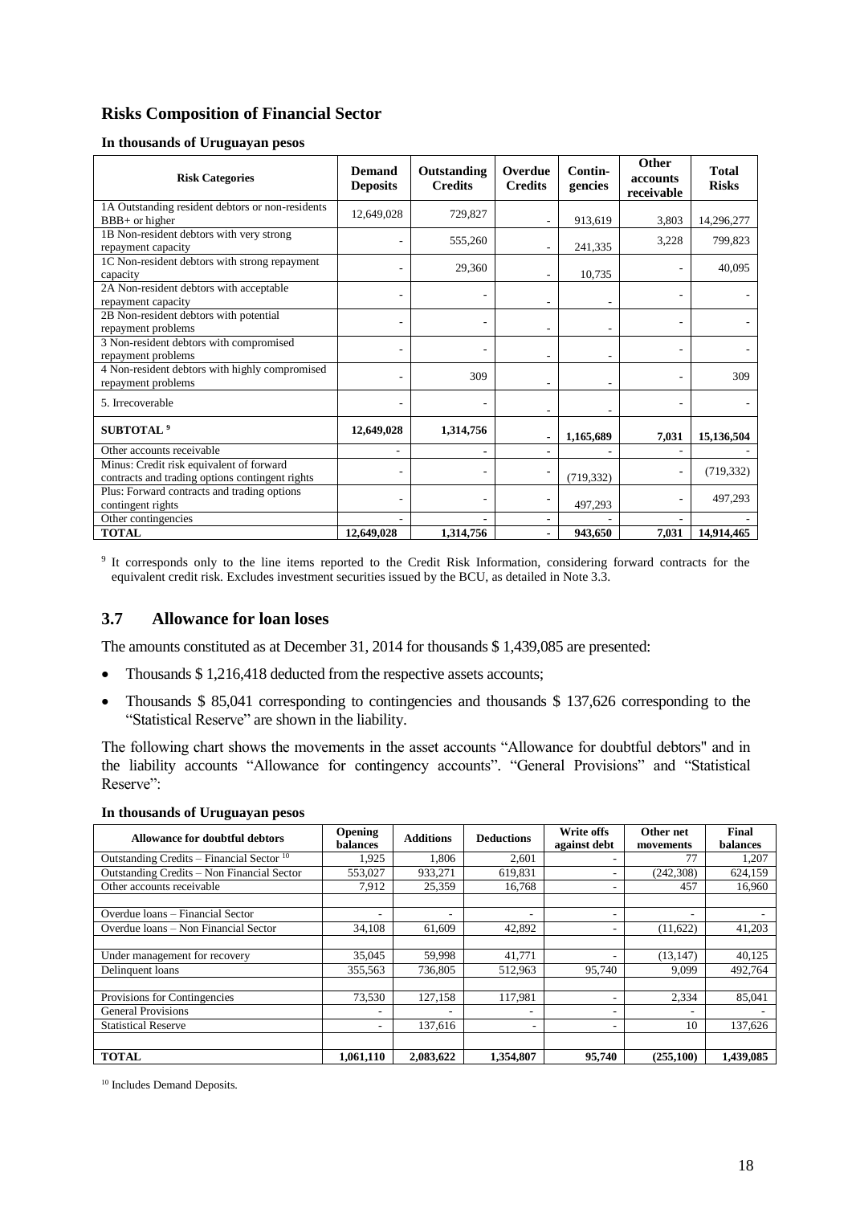## Risks Composition of Financial Sector

**In thousands of Uruguayan pesos**

| Risk Categories | Demand Deposits | Outstanding Credits | Overdue Credits | Contin-gencies | Other accounts receivable | Total Risks |
|---|---|---|---|---|---|---|
| 1A Outstanding resident debtors or non-residents BBB+ or higher | 12,649,028 | 729,827 | - | 913,619 | 3,803 | 14,296,277 |
| 1B Non-resident debtors with very strong repayment capacity | - | 555,260 | - | 241,335 | 3,228 | 799,823 |
| 1C Non-resident debtors with strong repayment capacity | - | 29,360 | - | 10,735 | - | 40,095 |
| 2A Non-resident debtors with acceptable repayment capacity | - | - | - | - | - | - |
| 2B Non-resident debtors with potential repayment problems | - | - | - | - | - | - |
| 3 Non-resident debtors with compromised repayment problems | - | - | - | - | - | - |
| 4 Non-resident debtors with highly compromised repayment problems | - | 309 | - | - | - | 309 |
| 5. Irrecoverable | - | - | - | - | - | - |
| **SUBTOTAL [9]** | **12,649,028** | **1,314,756** | **-** | **1,165,689** | **7,031** | **15,136,504** |
| Other accounts receivable | - | - | - | - | - | - |
| Minus: Credit risk equivalent of forward contracts and trading options contingent rights | - | - | - | (719,332) | - | (719,332) |
| Plus: Forward contracts and trading options contingent rights | - | - | - | 497,293 | - | 497,293 |
| Other contingencies | - | - | - | - | - | - |
| **TOTAL** | **12,649,028** | **1,314,756** | **-** | **943,650** | **7,031** | **14,914,465** |

[9] It corresponds only to the line items reported to the Credit Risk Information, considering forward contracts for the equivalent credit risk. Excludes investment securities issued by the BCU, as detailed in Note 3.3.

## 3.7 Allowance for loan loses

The amounts constituted as at December 31, 2014 for thousands $ 1,439,085 are presented:

- Thousands $ 1,216,418 deducted from the respective assets accounts;
- Thousands $ 85,041 corresponding to contingencies and thousands $ 137,626 corresponding to the "Statistical Reserve" are shown in the liability.

The following chart shows the movements in the asset accounts "Allowance for doubtful debtors" and in the liability accounts "Allowance for contingency accounts". "General Provisions" and "Statistical Reserve":

**In thousands of Uruguayan pesos**

| Allowance for doubtful debtors | Opening balances | Additions | Deductions | Write offs against debt | Other net movements | Final balances |
|---|---|---|---|---|---|---|
| Outstanding Credits – Financial Sector [10] | 1,925 | 1,806 | 2,601 | - | 77 | 1,207 |
| Outstanding Credits – Non Financial Sector | 553,027 | 933,271 | 619,831 | - | (242,308) | 624,159 |
| Other accounts receivable | 7,912 | 25,359 | 16,768 | - | 457 | 16,960 |
| | | | | | | |
| Overdue loans – Financial Sector | - | - | - | - | - | - |
| Overdue loans – Non Financial Sector | 34,108 | 61,609 | 42,892 | - | (11,622) | 41,203 |
| | | | | | | |
| Under management for recovery | 35,045 | 59,998 | 41,771 | - | (13,147) | 40,125 |
| Delinquent loans | 355,563 | 736,805 | 512,963 | 95,740 | 9,099 | 492,764 |
| | | | | | | |
| Provisions for Contingencies | 73,530 | 127,158 | 117,981 | - | 2,334 | 85,041 |
| General Provisions | - | - | - | - | - | - |
| Statistical Reserve | - | 137,616 | - | - | 10 | 137,626 |
| | | | | | | |
| **TOTAL** | **1,061,110** | **2,083,622** | **1,354,807** | **95,740** | **(255,100)** | **1,439,085** |

[10] Includes Demand Deposits.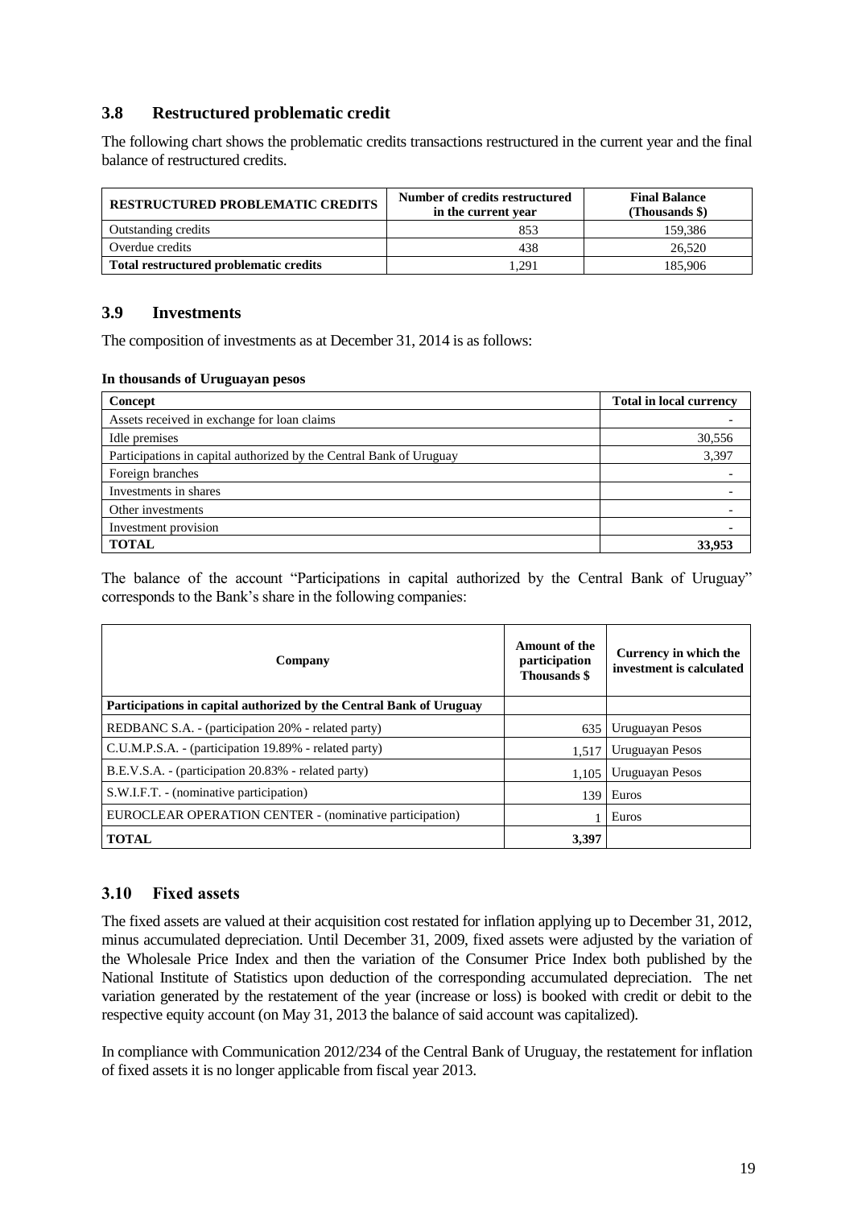## 3.8 Restructured problematic credit

The following chart shows the problematic credits transactions restructured in the current year and the final balance of restructured credits.

| RESTRUCTURED PROBLEMATIC CREDITS | Number of credits restructured in the current year | Final Balance (Thousands $) |
|---|---|---|
| Outstanding credits | 853 | 159,386 |
| Overdue credits | 438 | 26,520 |
| **Total restructured problematic credits** | 1,291 | 185,906 |

## 3.9 Investments

The composition of investments as at December 31, 2014 is as follows:

**In thousands of Uruguayan pesos**

| Concept | Total in local currency |
|---|---|
| Assets received in exchange for loan claims | - |
| Idle premises | 30,556 |
| Participations in capital authorized by the Central Bank of Uruguay | 3,397 |
| Foreign branches | - |
| Investments in shares | - |
| Other investments | - |
| Investment provision | - |
| **TOTAL** | **33,953** |

The balance of the account "Participations in capital authorized by the Central Bank of Uruguay" corresponds to the Bank's share in the following companies:

| Company | Amount of the participation Thousands $ | Currency in which the investment is calculated |
|---|---|---|
| **Participations in capital authorized by the Central Bank of Uruguay** | | |
| REDBANC S.A. - (participation 20% - related party) | 635 | Uruguayan Pesos |
| C.U.M.P.S.A. - (participation 19.89% - related party) | 1,517 | Uruguayan Pesos |
| B.E.V.S.A. - (participation 20.83% - related party) | 1,105 | Uruguayan Pesos |
| S.W.I.F.T. - (nominative participation) | 139 | Euros |
| EUROCLEAR OPERATION CENTER - (nominative participation) | 1 | Euros |
| **TOTAL** | **3,397** | |

## 3.10 Fixed assets

The fixed assets are valued at their acquisition cost restated for inflation applying up to December 31, 2012, minus accumulated depreciation. Until December 31, 2009, fixed assets were adjusted by the variation of the Wholesale Price Index and then the variation of the Consumer Price Index both published by the National Institute of Statistics upon deduction of the corresponding accumulated depreciation. The net variation generated by the restatement of the year (increase or loss) is booked with credit or debit to the respective equity account (on May 31, 2013 the balance of said account was capitalized).

In compliance with Communication 2012/234 of the Central Bank of Uruguay, the restatement for inflation of fixed assets it is no longer applicable from fiscal year 2013.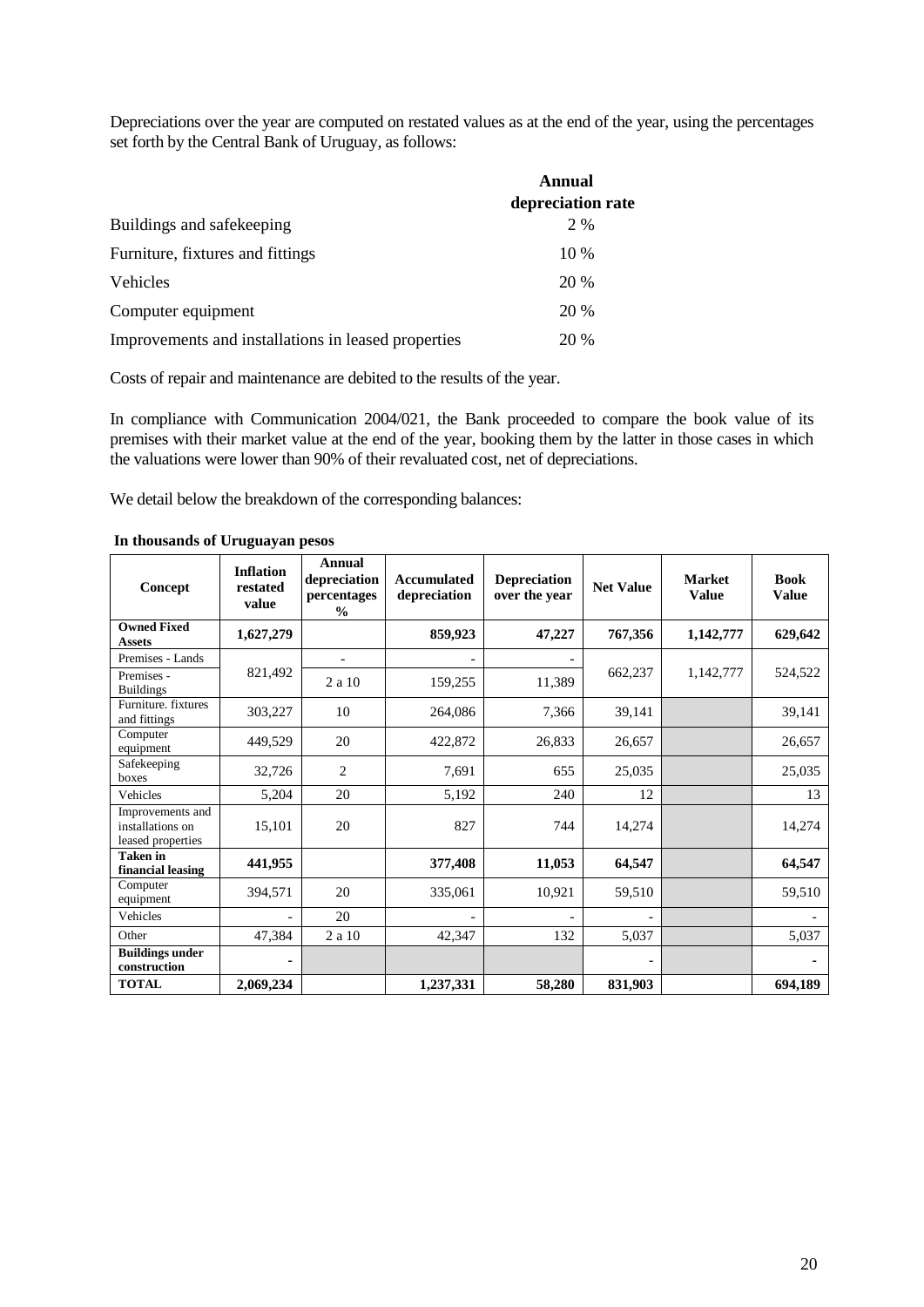Depreciations over the year are computed on restated values as at the end of the year, using the percentages set forth by the Central Bank of Uruguay, as follows:

| | **Annual depreciation rate** |
|---|---|
| Buildings and safekeeping | 2 % |
| Furniture, fixtures and fittings | 10 % |
| Vehicles | 20 % |
| Computer equipment | 20 % |
| Improvements and installations in leased properties | 20 % |

Costs of repair and maintenance are debited to the results of the year.

In compliance with Communication 2004/021, the Bank proceeded to compare the book value of its premises with their market value at the end of the year, booking them by the latter in those cases in which the valuations were lower than 90% of their revaluated cost, net of depreciations.

We detail below the breakdown of the corresponding balances:

**In thousands of Uruguayan pesos**

| Concept | Inflation restated value | Annual depreciation percentages % | Accumulated depreciation | Depreciation over the year | Net Value | Market Value | Book Value |
|---|---|---|---|---|---|---|---|
| **Owned Fixed Assets** | **1,627,279** | | **859,923** | **47,227** | **767,356** | **1,142,777** | **629,642** |
| Premises - Lands | 821,492 | - | - | - | 662,237 | 1,142,777 | 524,522 |
| Premises - Buildings | | 2 a 10 | 159,255 | 11,389 | | | |
| Furniture. fixtures and fittings | 303,227 | 10 | 264,086 | 7,366 | 39,141 | | 39,141 |
| Computer equipment | 449,529 | 20 | 422,872 | 26,833 | 26,657 | | 26,657 |
| Safekeeping boxes | 32,726 | 2 | 7,691 | 655 | 25,035 | | 25,035 |
| Vehicles | 5,204 | 20 | 5,192 | 240 | 12 | | 13 |
| Improvements and installations on leased properties | 15,101 | 20 | 827 | 744 | 14,274 | | 14,274 |
| **Taken in financial leasing** | **441,955** | | **377,408** | **11,053** | **64,547** | | **64,547** |
| Computer equipment | 394,571 | 20 | 335,061 | 10,921 | 59,510 | | 59,510 |
| Vehicles | - | 20 | - | - | - | | - |
| Other | 47,384 | 2 a 10 | 42,347 | 132 | 5,037 | | 5,037 |
| **Buildings under construction** | - | | | | - | | - |
| **TOTAL** | **2,069,234** | | **1,237,331** | **58,280** | **831,903** | | **694,189** |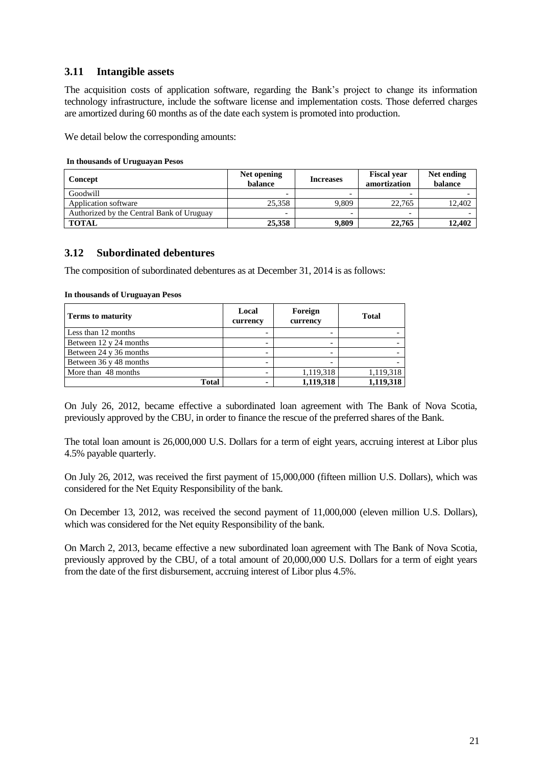### 3.11 Intangible assets

The acquisition costs of application software, regarding the Bank's project to change its information technology infrastructure, include the software license and implementation costs. Those deferred charges are amortized during 60 months as of the date each system is promoted into production.

We detail below the corresponding amounts:

**In thousands of Uruguayan Pesos**

| Concept | Net opening balance | Increases | Fiscal year amortization | Net ending balance |
|---|---|---|---|---|
| Goodwill | - | - | - | - |
| Application software | 25,358 | 9,809 | 22,765 | 12,402 |
| Authorized by the Central Bank of Uruguay | - | - | - | - |
| **TOTAL** | **25,358** | **9,809** | **22,765** | **12,402** |

### 3.12 Subordinated debentures

The composition of subordinated debentures as at December 31, 2014 is as follows:

**In thousands of Uruguayan Pesos**

| Terms to maturity | Local currency | Foreign currency | Total |
|---|---|---|---|
| Less than 12 months | - | - | - |
| Between 12 y 24 months | - | - | - |
| Between 24 y 36 months | - | - | - |
| Between 36 y 48 months | - | - | - |
| More than 48 months | - | 1,119,318 | 1,119,318 |
| **Total** | **-** | **1,119,318** | **1,119,318** |

On July 26, 2012, became effective a subordinated loan agreement with The Bank of Nova Scotia, previously approved by the CBU, in order to finance the rescue of the preferred shares of the Bank.

The total loan amount is 26,000,000 U.S. Dollars for a term of eight years, accruing interest at Libor plus 4.5% payable quarterly.

On July 26, 2012, was received the first payment of 15,000,000 (fifteen million U.S. Dollars), which was considered for the Net Equity Responsibility of the bank.

On December 13, 2012, was received the second payment of 11,000,000 (eleven million U.S. Dollars), which was considered for the Net equity Responsibility of the bank.

On March 2, 2013, became effective a new subordinated loan agreement with The Bank of Nova Scotia, previously approved by the CBU, of a total amount of 20,000,000 U.S. Dollars for a term of eight years from the date of the first disbursement, accruing interest of Libor plus 4.5%.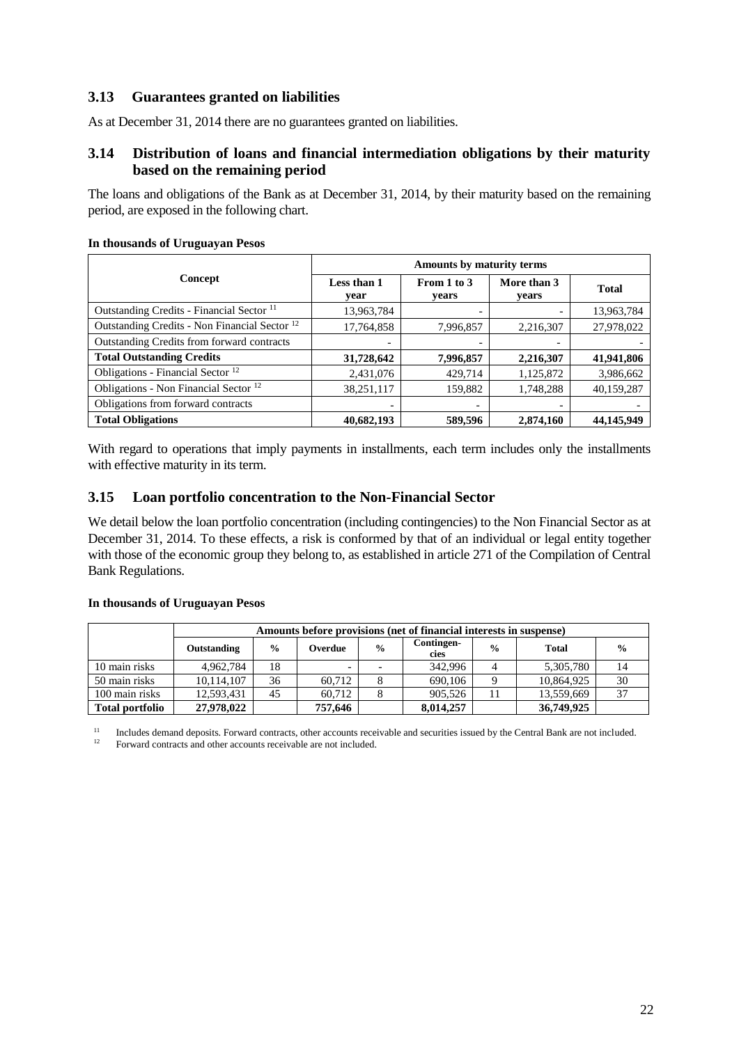### 3.13 Guarantees granted on liabilities

As at December 31, 2014 there are no guarantees granted on liabilities.

### 3.14 Distribution of loans and financial intermediation obligations by their maturity based on the remaining period

The loans and obligations of the Bank as at December 31, 2014, by their maturity based on the remaining period, are exposed in the following chart.

**In thousands of Uruguayan Pesos**

| Concept | Amounts by maturity terms | | | |
|---|---|---|---|---|
| | Less than 1 year | From 1 to 3 years | More than 3 years | Total |
| Outstanding Credits - Financial Sector [11] | 13,963,784 | - | - | 13,963,784 |
| Outstanding Credits - Non Financial Sector [12] | 17,764,858 | 7,996,857 | 2,216,307 | 27,978,022 |
| Outstanding Credits from forward contracts | - | - | - | - |
| **Total Outstanding Credits** | **31,728,642** | **7,996,857** | **2,216,307** | **41,941,806** |
| Obligations - Financial Sector [12] | 2,431,076 | 429,714 | 1,125,872 | 3,986,662 |
| Obligations - Non Financial Sector [12] | 38,251,117 | 159,882 | 1,748,288 | 40,159,287 |
| Obligations from forward contracts | - | - | - | - |
| **Total Obligations** | **40,682,193** | **589,596** | **2,874,160** | **44,145,949** |

With regard to operations that imply payments in installments, each term includes only the installments with effective maturity in its term.

### 3.15 Loan portfolio concentration to the Non-Financial Sector

We detail below the loan portfolio concentration (including contingencies) to the Non Financial Sector as at December 31, 2014. To these effects, a risk is conformed by that of an individual or legal entity together with those of the economic group they belong to, as established in article 271 of the Compilation of Central Bank Regulations.

**In thousands of Uruguayan Pesos**

| | Amounts before provisions (net of financial interests in suspense) | | | | | | | |
|---|---|---|---|---|---|---|---|---|
| | Outstanding | % | Overdue | % | Contingen-cies | % | Total | % |
| 10 main risks | 4,962,784 | 18 | - | - | 342,996 | 4 | 5,305,780 | 14 |
| 50 main risks | 10,114,107 | 36 | 60,712 | 8 | 690,106 | 9 | 10,864,925 | 30 |
| 100 main risks | 12,593,431 | 45 | 60,712 | 8 | 905,526 | 11 | 13,559,669 | 37 |
| **Total portfolio** | **27,978,022** | | **757,646** | | **8,014,257** | | **36,749,925** | |

[11] Includes demand deposits. Forward contracts, other accounts receivable and securities issued by the Central Bank are not included.

[12] Forward contracts and other accounts receivable are not included.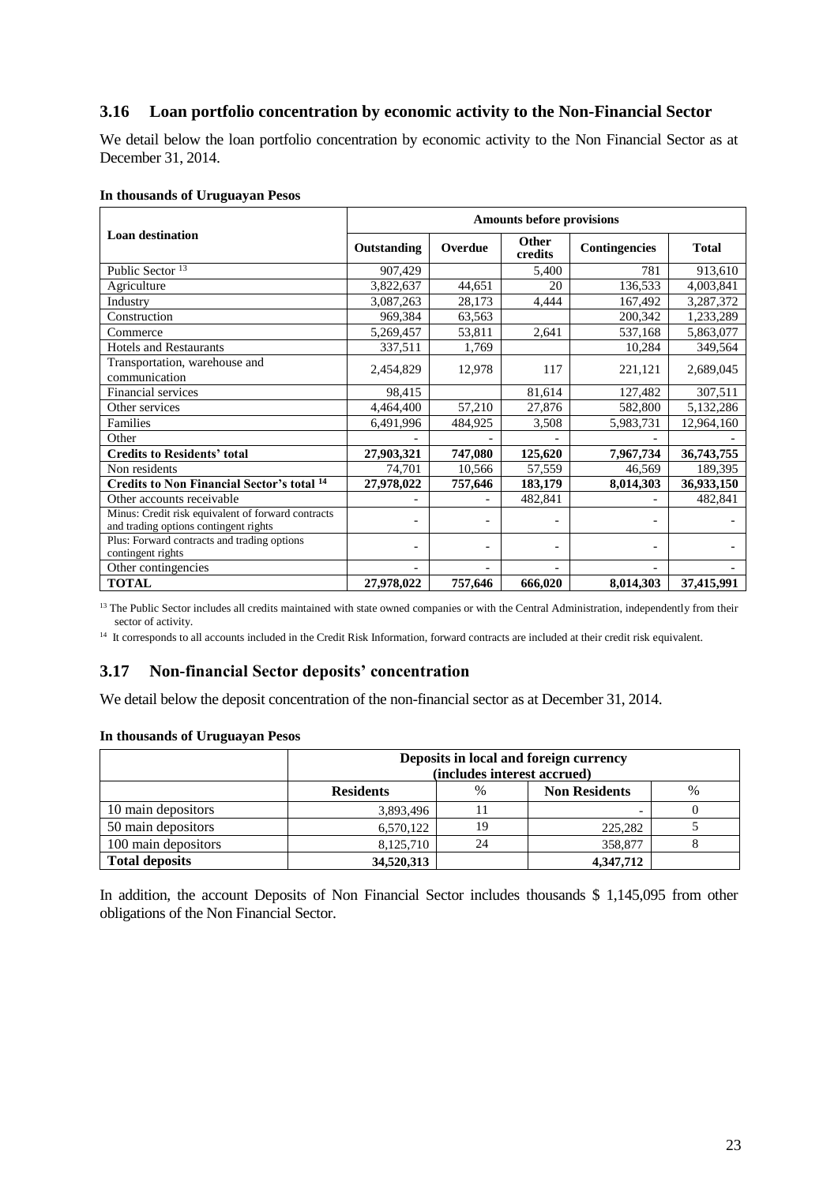## 3.16 Loan portfolio concentration by economic activity to the Non-Financial Sector

We detail below the loan portfolio concentration by economic activity to the Non Financial Sector as at December 31, 2014.

**In thousands of Uruguayan Pesos**

| Loan destination | Amounts before provisions | | | | |
|---|---|---|---|---|---|
| | Outstanding | Overdue | Other credits | Contingencies | Total |
| Public Sector [13] | 907,429 | | 5,400 | 781 | 913,610 |
| Agriculture | 3,822,637 | 44,651 | 20 | 136,533 | 4,003,841 |
| Industry | 3,087,263 | 28,173 | 4,444 | 167,492 | 3,287,372 |
| Construction | 969,384 | 63,563 | | 200,342 | 1,233,289 |
| Commerce | 5,269,457 | 53,811 | 2,641 | 537,168 | 5,863,077 |
| Hotels and Restaurants | 337,511 | 1,769 | | 10,284 | 349,564 |
| Transportation, warehouse and communication | 2,454,829 | 12,978 | 117 | 221,121 | 2,689,045 |
| Financial services | 98,415 | | 81,614 | 127,482 | 307,511 |
| Other services | 4,464,400 | 57,210 | 27,876 | 582,800 | 5,132,286 |
| Families | 6,491,996 | 484,925 | 3,508 | 5,983,731 | 12,964,160 |
| Other | - | - | - | - | - |
| **Credits to Residents' total** | **27,903,321** | **747,080** | **125,620** | **7,967,734** | **36,743,755** |
| Non residents | 74,701 | 10,566 | 57,559 | 46,569 | 189,395 |
| **Credits to Non Financial Sector's total [14]** | **27,978,022** | **757,646** | **183,179** | **8,014,303** | **36,933,150** |
| Other accounts receivable | - | - | 482,841 | - | 482,841 |
| Minus: Credit risk equivalent of forward contracts and trading options contingent rights | - | - | - | - | - |
| Plus: Forward contracts and trading options contingent rights | - | - | - | - | - |
| Other contingencies | - | - | - | - | - |
| **TOTAL** | **27,978,022** | **757,646** | **666,020** | **8,014,303** | **37,415,991** |

[13] The Public Sector includes all credits maintained with state owned companies or with the Central Administration, independently from their sector of activity.

[14] It corresponds to all accounts included in the Credit Risk Information, forward contracts are included at their credit risk equivalent.

## 3.17 Non-financial Sector deposits' concentration

We detail below the deposit concentration of the non-financial sector as at December 31, 2014.

**In thousands of Uruguayan Pesos**

| | Deposits in local and foreign currency (includes interest accrued) | | | |
|---|---|---|---|---|
| | Residents | % | Non Residents | % |
| 10 main depositors | 3,893,496 | 11 | - | 0 |
| 50 main depositors | 6,570,122 | 19 | 225,282 | 5 |
| 100 main depositors | 8,125,710 | 24 | 358,877 | 8 |
| **Total deposits** | **34,520,313** | | **4,347,712** | |

In addition, the account Deposits of Non Financial Sector includes thousands $ 1,145,095 from other obligations of the Non Financial Sector.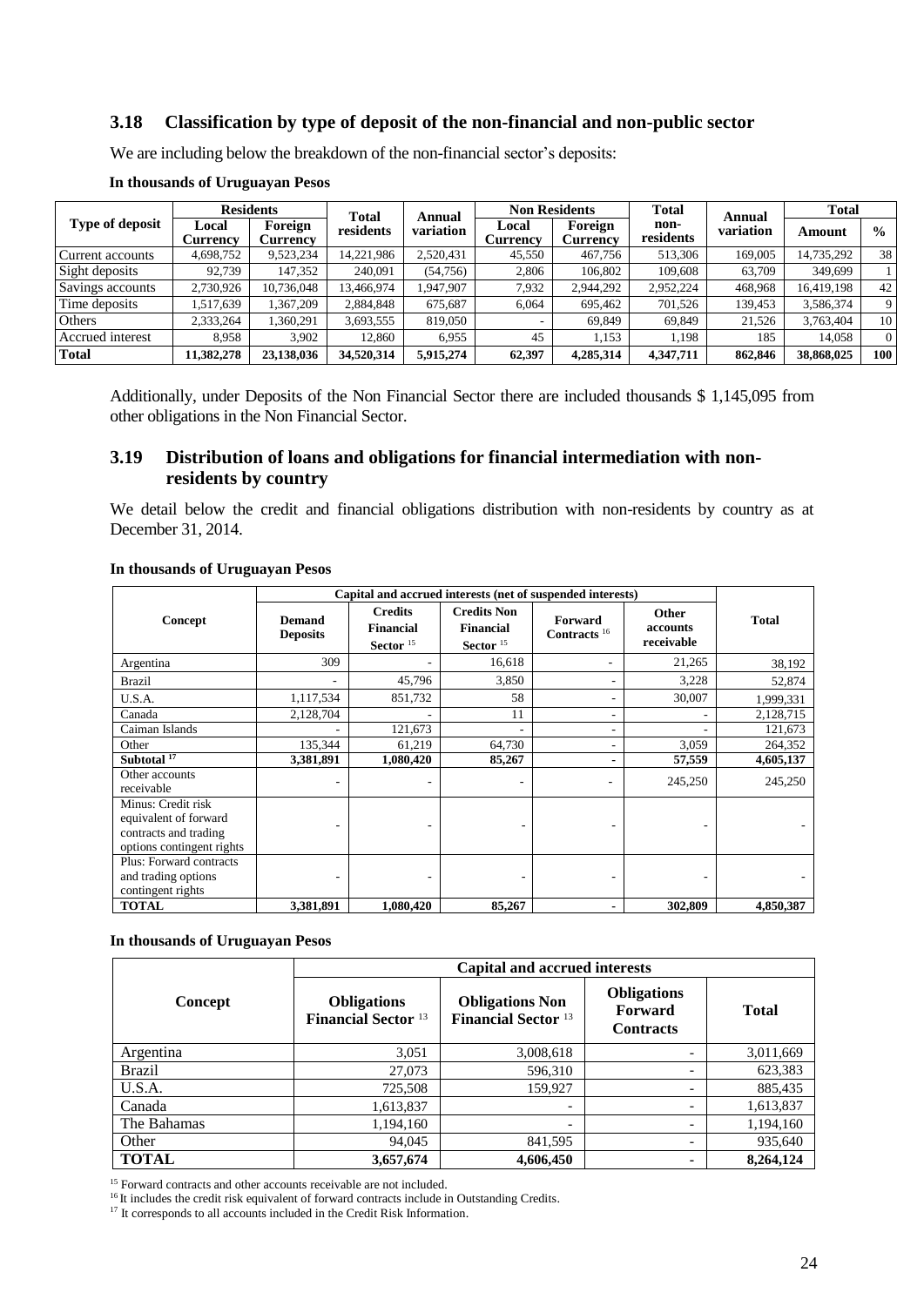## 3.18 Classification by type of deposit of the non-financial and non-public sector

We are including below the breakdown of the non-financial sector's deposits:

**In thousands of Uruguayan Pesos**

| Type of deposit | Residents | | Total residents | Annual variation | Non Residents | | Total non-residents | Annual variation | Total | |
|---|---|---|---|---|---|---|---|---|---|---|
| | Local Currency | Foreign Currency | | | Local Currency | Foreign Currency | | | Amount | % |
| Current accounts | 4,698,752 | 9,523,234 | 14,221,986 | 2,520,431 | 45,550 | 467,756 | 513,306 | 169,005 | 14,735,292 | 38 |
| Sight deposits | 92,739 | 147,352 | 240,091 | (54,756) | 2,806 | 106,802 | 109,608 | 63,709 | 349,699 | 1 |
| Savings accounts | 2,730,926 | 10,736,048 | 13,466,974 | 1,947,907 | 7,932 | 2,944,292 | 2,952,224 | 468,968 | 16,419,198 | 42 |
| Time deposits | 1,517,639 | 1,367,209 | 2,884,848 | 675,687 | 6,064 | 695,462 | 701,526 | 139,453 | 3,586,374 | 9 |
| Others | 2,333,264 | 1,360,291 | 3,693,555 | 819,050 | - | 69,849 | 69,849 | 21,526 | 3,763,404 | 10 |
| Accrued interest | 8,958 | 3,902 | 12,860 | 6,955 | 45 | 1,153 | 1,198 | 185 | 14,058 | 0 |
| **Total** | **11,382,278** | **23,138,036** | **34,520,314** | **5,915,274** | **62,397** | **4,285,314** | **4,347,711** | **862,846** | **38,868,025** | **100** |

Additionally, under Deposits of the Non Financial Sector there are included thousands $ 1,145,095 from other obligations in the Non Financial Sector.

## 3.19 Distribution of loans and obligations for financial intermediation with non-residents by country

We detail below the credit and financial obligations distribution with non-residents by country as at December 31, 2014.

**In thousands of Uruguayan Pesos**

| Concept | Capital and accrued interests (net of suspended interests) | | | | | Total |
|---|---|---|---|---|---|---|
| | Demand Deposits | Credits Financial Sector [15] | Credits Non Financial Sector [15] | Forward Contracts [16] | Other accounts receivable | |
| Argentina | 309 | - | 16,618 | - | 21,265 | 38,192 |
| Brazil | - | 45,796 | 3,850 | - | 3,228 | 52,874 |
| U.S.A. | 1,117,534 | 851,732 | 58 | - | 30,007 | 1,999,331 |
| Canada | 2,128,704 | - | 11 | - | - | 2,128,715 |
| Caiman Islands | - | 121,673 | - | - | - | 121,673 |
| Other | 135,344 | 61,219 | 64,730 | - | 3,059 | 264,352 |
| **Subtotal [17]** | **3,381,891** | **1,080,420** | **85,267** | **-** | **57,559** | **4,605,137** |
| Other accounts receivable | - | - | - | - | 245,250 | 245,250 |
| Minus: Credit risk equivalent of forward contracts and trading options contingent rights | - | - | - | - | - | - |
| Plus: Forward contracts and trading options contingent rights | - | - | - | - | - | - |
| **TOTAL** | **3,381,891** | **1,080,420** | **85,267** | **-** | **302,809** | **4,850,387** |

**In thousands of Uruguayan Pesos**

| Concept | Capital and accrued interests | | | |
|---|---|---|---|---|
| | Obligations Financial Sector [13] | Obligations Non Financial Sector [13] | Obligations Forward Contracts | Total |
| Argentina | 3,051 | 3,008,618 | - | 3,011,669 |
| Brazil | 27,073 | 596,310 | - | 623,383 |
| U.S.A. | 725,508 | 159,927 | - | 885,435 |
| Canada | 1,613,837 | - | - | 1,613,837 |
| The Bahamas | 1,194,160 | - | - | 1,194,160 |
| Other | 94,045 | 841,595 | - | 935,640 |
| **TOTAL** | **3,657,674** | **4,606,450** | **-** | **8,264,124** |

[15] Forward contracts and other accounts receivable are not included.

[16] It includes the credit risk equivalent of forward contracts include in Outstanding Credits.

[17] It corresponds to all accounts included in the Credit Risk Information.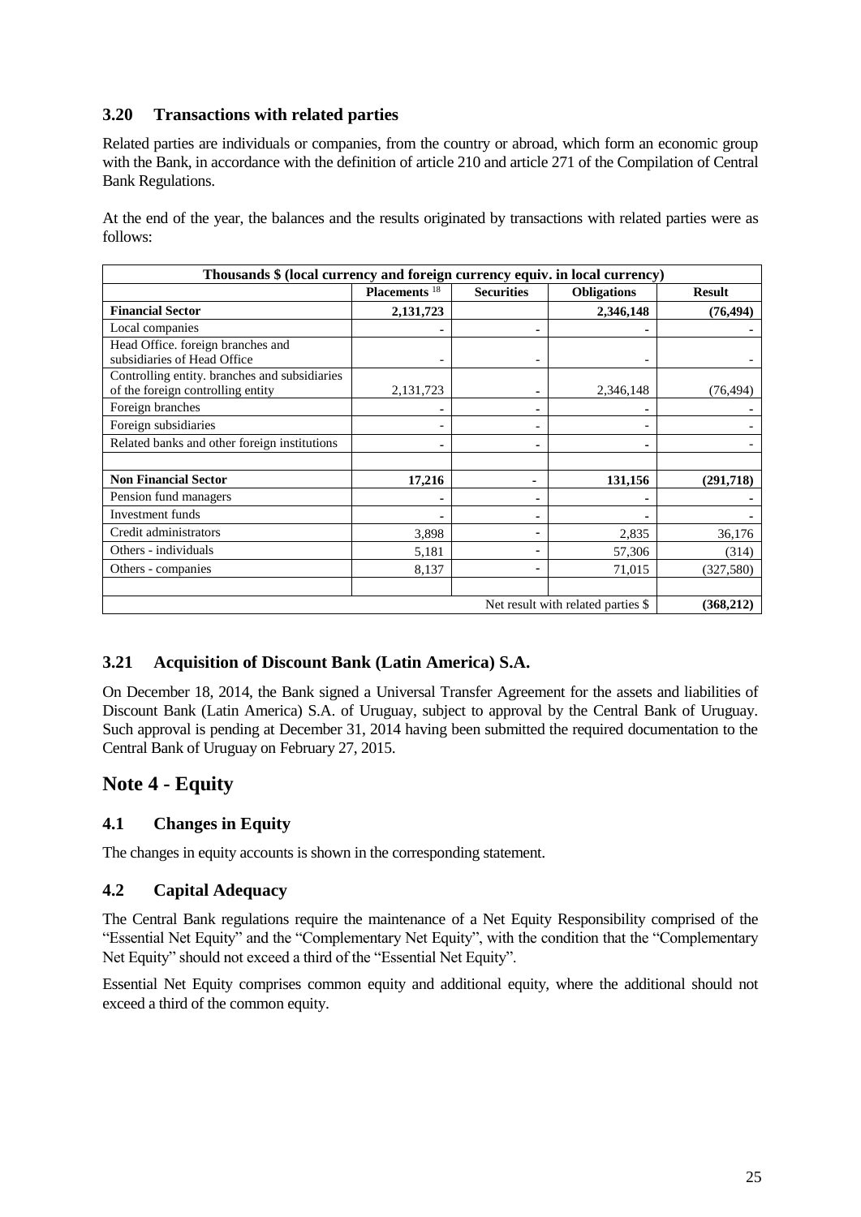### 3.20 Transactions with related parties

Related parties are individuals or companies, from the country or abroad, which form an economic group with the Bank, in accordance with the definition of article 210 and article 271 of the Compilation of Central Bank Regulations.

At the end of the year, the balances and the results originated by transactions with related parties were as follows:

| Thousands $ (local currency and foreign currency equiv. in local currency) | | | | |
|---|---|---|---|---|
| | Placements [18] | Securities | Obligations | Result |
| **Financial Sector** | **2,131,723** | | **2,346,148** | **(76,494)** |
| Local companies | - | - | - | - |
| Head Office. foreign branches and subsidiaries of Head Office | - | - | - | - |
| Controlling entity. branches and subsidiaries of the foreign controlling entity | 2,131,723 | - | 2,346,148 | (76,494) |
| Foreign branches | - | - | - | - |
| Foreign subsidiaries | - | - | - | - |
| Related banks and other foreign institutions | - | - | - | - |
| | | | | |
| **Non Financial Sector** | **17,216** | **-** | **131,156** | **(291,718)** |
| Pension fund managers | - | - | - | - |
| Investment funds | - | - | - | - |
| Credit administrators | 3,898 | - | 2,835 | 36,176 |
| Others - individuals | 5,181 | - | 57,306 | (314) |
| Others - companies | 8,137 | - | 71,015 | (327,580) |
| | | | | |
| | | | Net result with related parties $ | **(368,212)** |

### 3.21 Acquisition of Discount Bank (Latin America) S.A.

On December 18, 2014, the Bank signed a Universal Transfer Agreement for the assets and liabilities of Discount Bank (Latin America) S.A. of Uruguay, subject to approval by the Central Bank of Uruguay. Such approval is pending at December 31, 2014 having been submitted the required documentation to the Central Bank of Uruguay on February 27, 2015.

## Note 4 - Equity

### 4.1 Changes in Equity

The changes in equity accounts is shown in the corresponding statement.

### 4.2 Capital Adequacy

The Central Bank regulations require the maintenance of a Net Equity Responsibility comprised of the "Essential Net Equity" and the "Complementary Net Equity", with the condition that the "Complementary Net Equity" should not exceed a third of the "Essential Net Equity".

Essential Net Equity comprises common equity and additional equity, where the additional should not exceed a third of the common equity.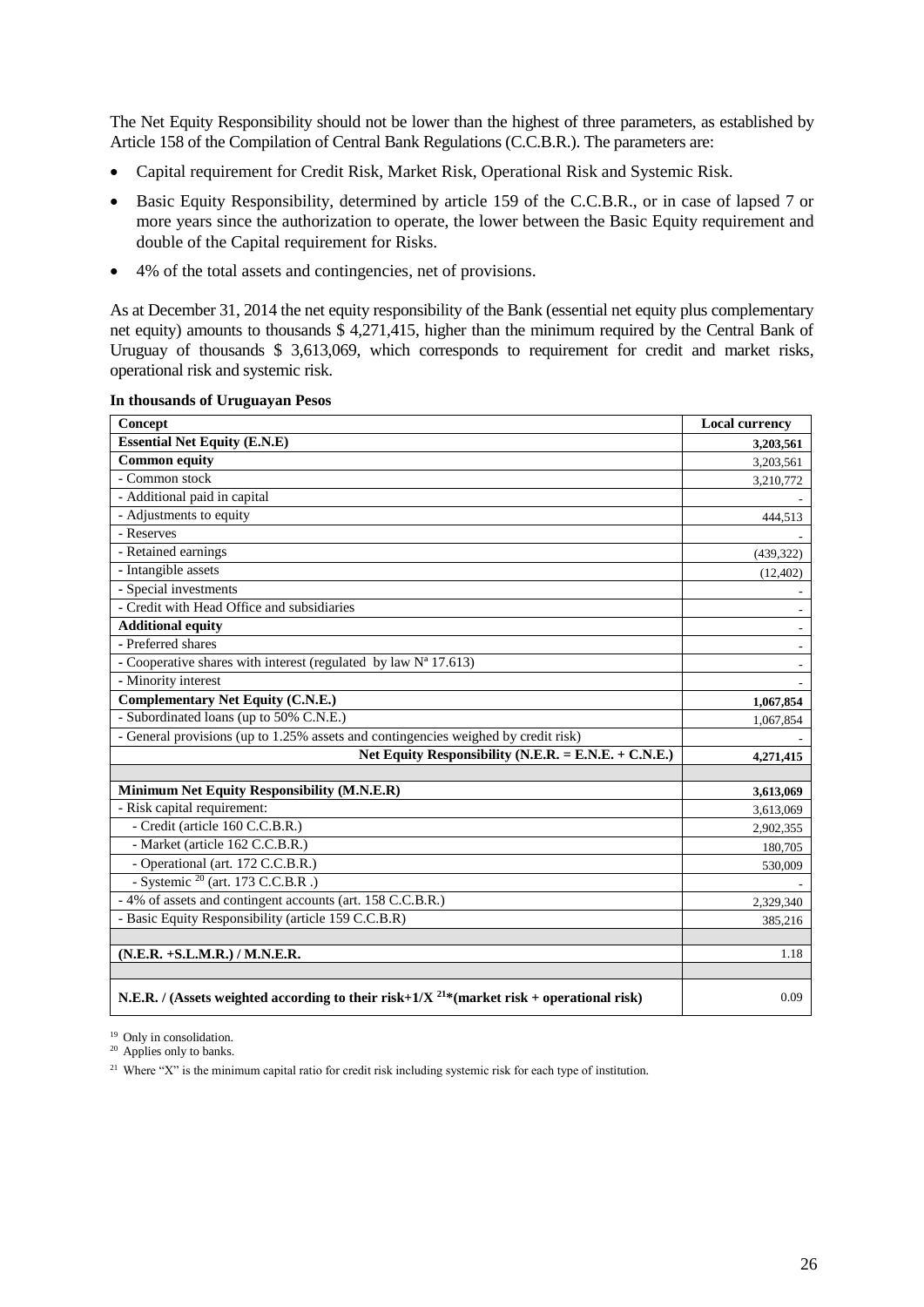The Net Equity Responsibility should not be lower than the highest of three parameters, as established by Article 158 of the Compilation of Central Bank Regulations (C.C.B.R.). The parameters are:

- Capital requirement for Credit Risk, Market Risk, Operational Risk and Systemic Risk.
- Basic Equity Responsibility, determined by article 159 of the C.C.B.R., or in case of lapsed 7 or more years since the authorization to operate, the lower between the Basic Equity requirement and double of the Capital requirement for Risks.
- 4% of the total assets and contingencies, net of provisions.

As at December 31, 2014 the net equity responsibility of the Bank (essential net equity plus complementary net equity) amounts to thousands $ 4,271,415, higher than the minimum required by the Central Bank of Uruguay of thousands $ 3,613,069, which corresponds to requirement for credit and market risks, operational risk and systemic risk.

**In thousands of Uruguayan Pesos**

| Concept | Local currency |
|---|---|
| **Essential Net Equity (E.N.E)** | **3,203,561** |
| **Common equity** | 3,203,561 |
| - Common stock | 3,210,772 |
| - Additional paid in capital | - |
| - Adjustments to equity | 444,513 |
| - Reserves | - |
| - Retained earnings | (439,322) |
| - Intangible assets | (12,402) |
| - Special investments | - |
| - Credit with Head Office and subsidiaries | - |
| **Additional equity** | - |
| - Preferred shares | - |
| - Cooperative shares with interest (regulated by law Nª 17.613) | - |
| - Minority interest | - |
| **Complementary Net Equity (C.N.E.)** | **1,067,854** |
| - Subordinated loans (up to 50% C.N.E.) | 1,067,854 |
| - General provisions (up to 1.25% assets and contingencies weighed by credit risk) | - |
| **Net Equity Responsibility (N.E.R. = E.N.E. + C.N.E.)** | **4,271,415** |
| | |
| **Minimum Net Equity Responsibility (M.N.E.R)** | **3,613,069** |
| - Risk capital requirement: | 3,613,069 |
| - Credit (article 160 C.C.B.R.) | 2,902,355 |
| - Market (article 162 C.C.B.R.) | 180,705 |
| - Operational (art. 172 C.C.B.R.) | 530,009 |
| - Systemic [20] (art. 173 C.C.B.R .) | - |
| - 4% of assets and contingent accounts (art. 158 C.C.B.R.) | 2,329,340 |
| - Basic Equity Responsibility (article 159 C.C.B.R) | 385,216 |
| | |
| **(N.E.R. +S.L.M.R.) / M.N.E.R.** | 1.18 |
| | |
| **N.E.R. / (Assets weighted according to their risk+1/X [21]\*(market risk + operational risk)** | 0.09 |

[19] Only in consolidation.

[20] Applies only to banks.

[21] Where "X" is the minimum capital ratio for credit risk including systemic risk for each type of institution.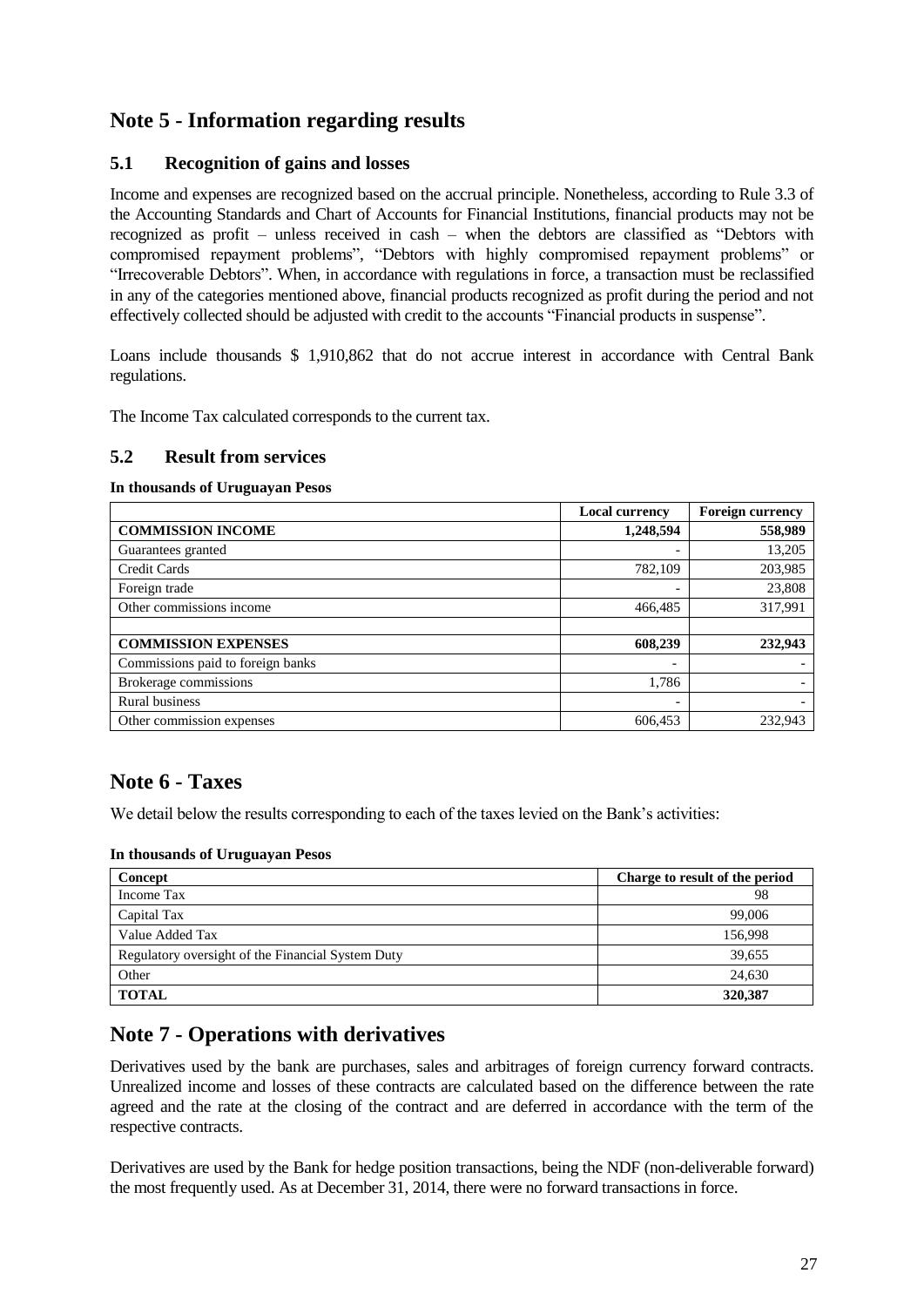# Note 5 - Information regarding results

## 5.1 Recognition of gains and losses

Income and expenses are recognized based on the accrual principle. Nonetheless, according to Rule 3.3 of the Accounting Standards and Chart of Accounts for Financial Institutions, financial products may not be recognized as profit – unless received in cash – when the debtors are classified as "Debtors with compromised repayment problems", "Debtors with highly compromised repayment problems" or "Irrecoverable Debtors". When, in accordance with regulations in force, a transaction must be reclassified in any of the categories mentioned above, financial products recognized as profit during the period and not effectively collected should be adjusted with credit to the accounts "Financial products in suspense".

Loans include thousands $ 1,910,862 that do not accrue interest in accordance with Central Bank regulations.

The Income Tax calculated corresponds to the current tax.

## 5.2 Result from services

**In thousands of Uruguayan Pesos**

| | Local currency | Foreign currency |
|---|---|---|
| **COMMISSION INCOME** | **1,248,594** | **558,989** |
| Guarantees granted | - | 13,205 |
| Credit Cards | 782,109 | 203,985 |
| Foreign trade | - | 23,808 |
| Other commissions income | 466,485 | 317,991 |
| | | |
| **COMMISSION EXPENSES** | **608,239** | **232,943** |
| Commissions paid to foreign banks | - | - |
| Brokerage commissions | 1,786 | - |
| Rural business | - | - |
| Other commission expenses | 606,453 | 232,943 |

# Note 6 - Taxes

We detail below the results corresponding to each of the taxes levied on the Bank's activities:

**In thousands of Uruguayan Pesos**

| Concept | Charge to result of the period |
|---|---|
| Income Tax | 98 |
| Capital Tax | 99,006 |
| Value Added Tax | 156,998 |
| Regulatory oversight of the Financial System Duty | 39,655 |
| Other | 24,630 |
| **TOTAL** | **320,387** |

# Note 7 - Operations with derivatives

Derivatives used by the bank are purchases, sales and arbitrages of foreign currency forward contracts. Unrealized income and losses of these contracts are calculated based on the difference between the rate agreed and the rate at the closing of the contract and are deferred in accordance with the term of the respective contracts.

Derivatives are used by the Bank for hedge position transactions, being the NDF (non-deliverable forward) the most frequently used. As at December 31, 2014, there were no forward transactions in force.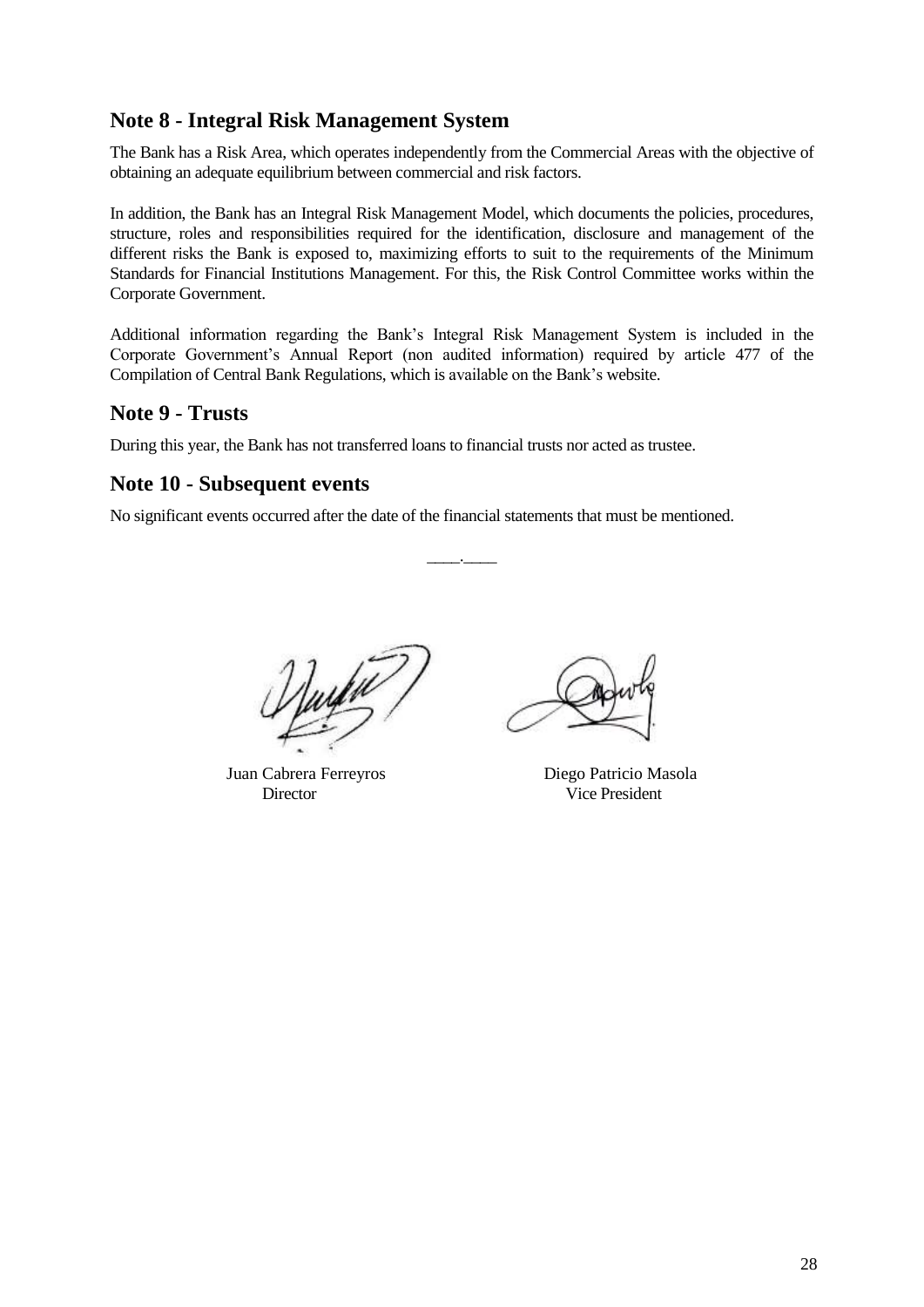## Note 8 - Integral Risk Management System

The Bank has a Risk Area, which operates independently from the Commercial Areas with the objective of obtaining an adequate equilibrium between commercial and risk factors.

In addition, the Bank has an Integral Risk Management Model, which documents the policies, procedures, structure, roles and responsibilities required for the identification, disclosure and management of the different risks the Bank is exposed to, maximizing efforts to suit to the requirements of the Minimum Standards for Financial Institutions Management. For this, the Risk Control Committee works within the Corporate Government.

Additional information regarding the Bank's Integral Risk Management System is included in the Corporate Government's Annual Report (non audited information) required by article 477 of the Compilation of Central Bank Regulations, which is available on the Bank's website.

## Note 9 - Trusts

During this year, the Bank has not transferred loans to financial trusts nor acted as trustee.

## Note 10 - Subsequent events

No significant events occurred after the date of the financial statements that must be mentioned.

\_\_\_\_.\_\_\_\_

Juan Cabrera Ferreyros
Director

Diego Patricio Masola
Vice President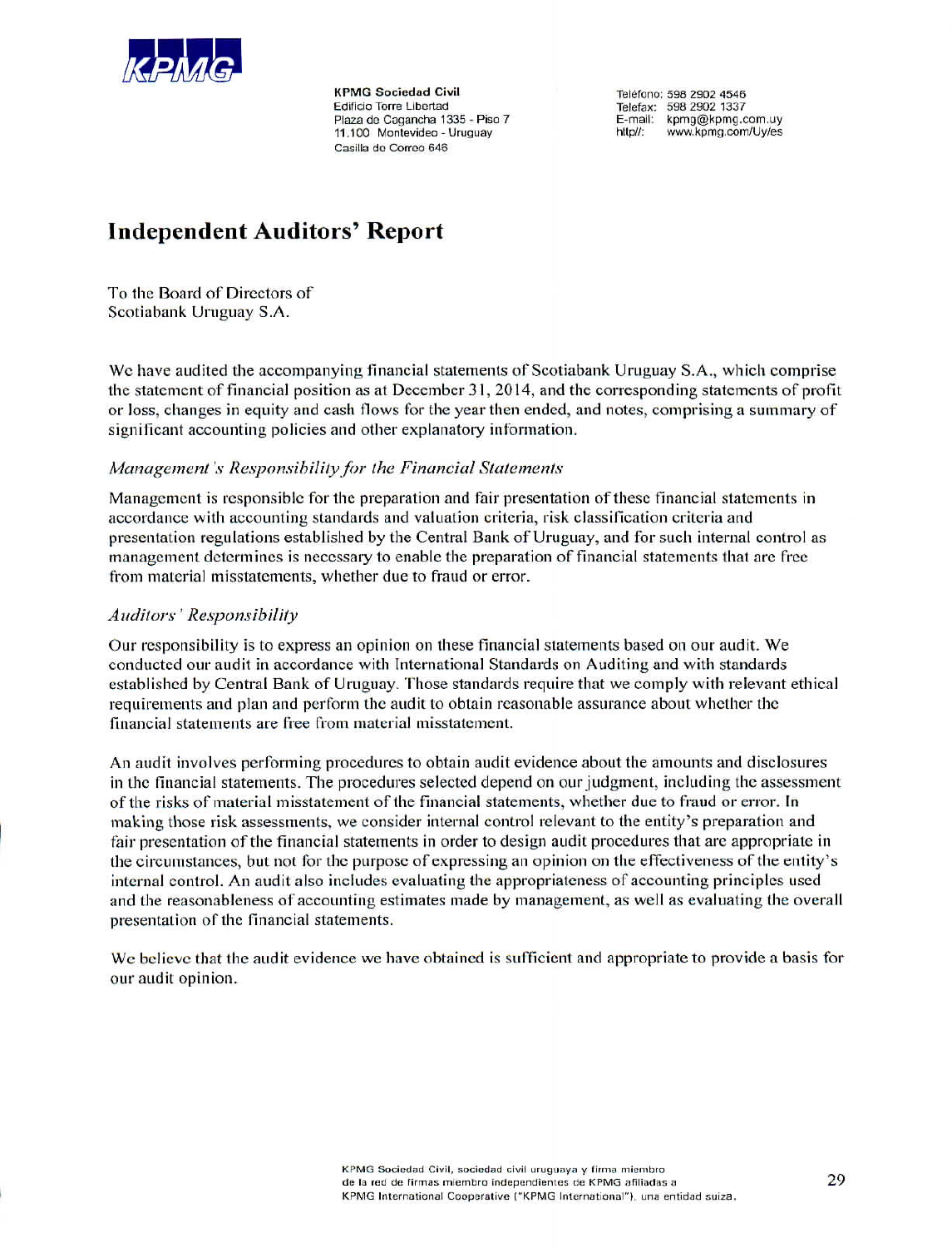KPMG

**KPMG Sociedad Civil**
Edificio Torre Libertad
Plaza de Cagancha 1335 - Piso 7
11.100 Montevideo - Uruguay
Casilla de Correo 646

Teléfono: 598 2902 4546
Telefax: 598 2902 1337
E-mail: kpmg@kpmg.com.uy
http//: www.kpmg.com/Uy/es

# Independent Auditors' Report

To the Board of Directors of
Scotiabank Uruguay S.A.

We have audited the accompanying financial statements of Scotiabank Uruguay S.A., which comprise the statement of financial position as at December 31, 2014, and the corresponding statements of profit or loss, changes in equity and cash flows for the year then ended, and notes, comprising a summary of significant accounting policies and other explanatory information.

### *Management's Responsibility for the Financial Statements*

Management is responsible for the preparation and fair presentation of these financial statements in accordance with accounting standards and valuation criteria, risk classification criteria and presentation regulations established by the Central Bank of Uruguay, and for such internal control as management determines is necessary to enable the preparation of financial statements that are free from material misstatements, whether due to fraud or error.

### *Auditors' Responsibility*

Our responsibility is to express an opinion on these financial statements based on our audit. We conducted our audit in accordance with International Standards on Auditing and with standards established by Central Bank of Uruguay. Those standards require that we comply with relevant ethical requirements and plan and perform the audit to obtain reasonable assurance about whether the financial statements are free from material misstatement.

An audit involves performing procedures to obtain audit evidence about the amounts and disclosures in the financial statements. The procedures selected depend on our judgment, including the assessment of the risks of material misstatement of the financial statements, whether due to fraud or error. In making those risk assessments, we consider internal control relevant to the entity's preparation and fair presentation of the financial statements in order to design audit procedures that are appropriate in the circumstances, but not for the purpose of expressing an opinion on the effectiveness of the entity's internal control. An audit also includes evaluating the appropriateness of accounting principles used and the reasonableness of accounting estimates made by management, as well as evaluating the overall presentation of the financial statements.

We believe that the audit evidence we have obtained is sufficient and appropriate to provide a basis for our audit opinion.

KPMG Sociedad Civil, sociedad civil uruguaya y firma miembro de la red de firmas miembro independientes de KPMG afiliadas a KPMG International Cooperative ("KPMG International"), una entidad suiza.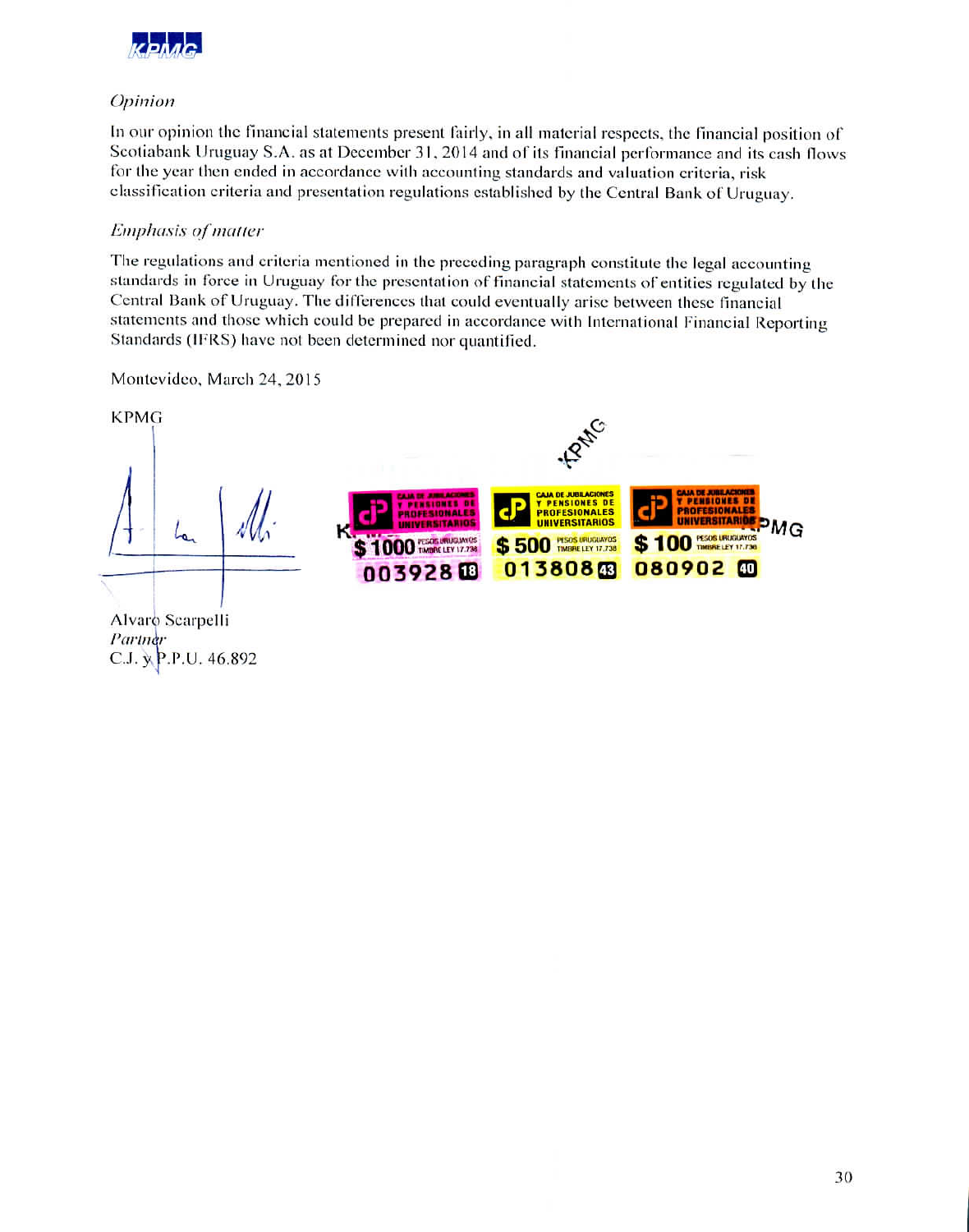### *Opinion*

In our opinion the financial statements present fairly, in all material respects, the financial position of Scotiabank Uruguay S.A. as at December 31, 2014 and of its financial performance and its cash flows for the year then ended in accordance with accounting standards and valuation criteria, risk classification criteria and presentation regulations established by the Central Bank of Uruguay.

### *Emphasis of matter*

The regulations and criteria mentioned in the preceding paragraph constitute the legal accounting standards in force in Uruguay for the presentation of financial statements of entities regulated by the Central Bank of Uruguay. The differences that could eventually arise between these financial statements and those which could be prepared in accordance with International Financial Reporting Standards (IFRS) have not been determined nor quantified.

Montevideo, March 24, 2015

KPMG

Alvaro Scarpelli
*Partner*
C.J. y P.P.U. 46.892